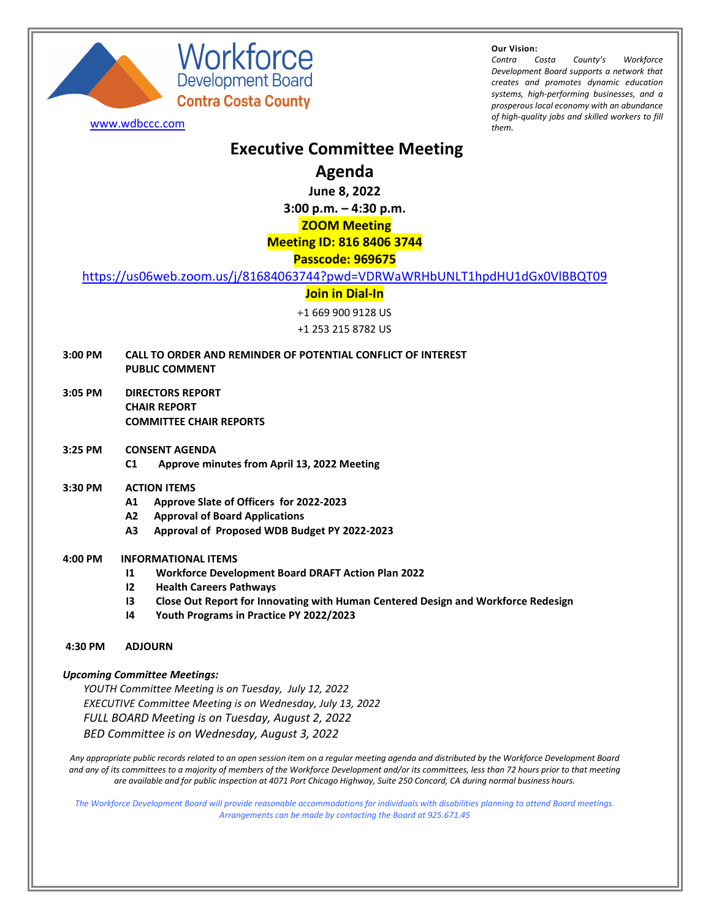Workforce Development Board Contra Costa County

www.wdbccc.com

**Our Vision:**
*Contra Costa County's Workforce Development Board supports a network that creates and promotes dynamic education systems, high-performing businesses, and a prosperous local economy with an abundance of high-quality jobs and skilled workers to fill them.*

# Executive Committee Meeting

# Agenda

**June 8, 2022**

**3:00 p.m. – 4:30 p.m.**

**ZOOM Meeting**

**Meeting ID: 816 8406 3744**

**Passcode: 969675**

https://us06web.zoom.us/j/81684063744?pwd=VDRWaWRHbUNLT1hpdHU1dGx0VlBBQT09

**Join in Dial-In**

+1 669 900 9128 US

+1 253 215 8782 US

**3:00 PM** **CALL TO ORDER AND REMINDER OF POTENTIAL CONFLICT OF INTEREST**
**PUBLIC COMMENT**

**3:05 PM** **DIRECTORS REPORT**
**CHAIR REPORT**
**COMMITTEE CHAIR REPORTS**

**3:25 PM** **CONSENT AGENDA**
- **C1** **Approve minutes from April 13, 2022 Meeting**

**3:30 PM** **ACTION ITEMS**
- **A1** **Approve Slate of Officers for 2022-2023**
- **A2** **Approval of Board Applications**
- **A3** **Approval of Proposed WDB Budget PY 2022-2023**

**4:00 PM** **INFORMATIONAL ITEMS**
- **I1** **Workforce Development Board DRAFT Action Plan 2022**
- **I2** **Health Careers Pathways**
- **I3** **Close Out Report for Innovating with Human Centered Design and Workforce Redesign**
- **I4** **Youth Programs in Practice PY 2022/2023**

**4:30 PM** **ADJOURN**

***Upcoming Committee Meetings:***

*YOUTH Committee Meeting is on Tuesday, July 12, 2022*
*EXECUTIVE Committee Meeting is on Wednesday, July 13, 2022*
*FULL BOARD Meeting is on Tuesday, August 2, 2022*
*BED Committee is on Wednesday, August 3, 2022*

*Any appropriate public records related to an open session item on a regular meeting agenda and distributed by the Workforce Development Board and any of its committees to a majority of members of the Workforce Development and/or its committees, less than 72 hours prior to that meeting are available and for public inspection at 4071 Port Chicago Highway, Suite 250 Concord, CA during normal business hours.*

*The Workforce Development Board will provide reasonable accommodations for individuals with disabilities planning to attend Board meetings. Arrangements can be made by contacting the Board at 925.671.45*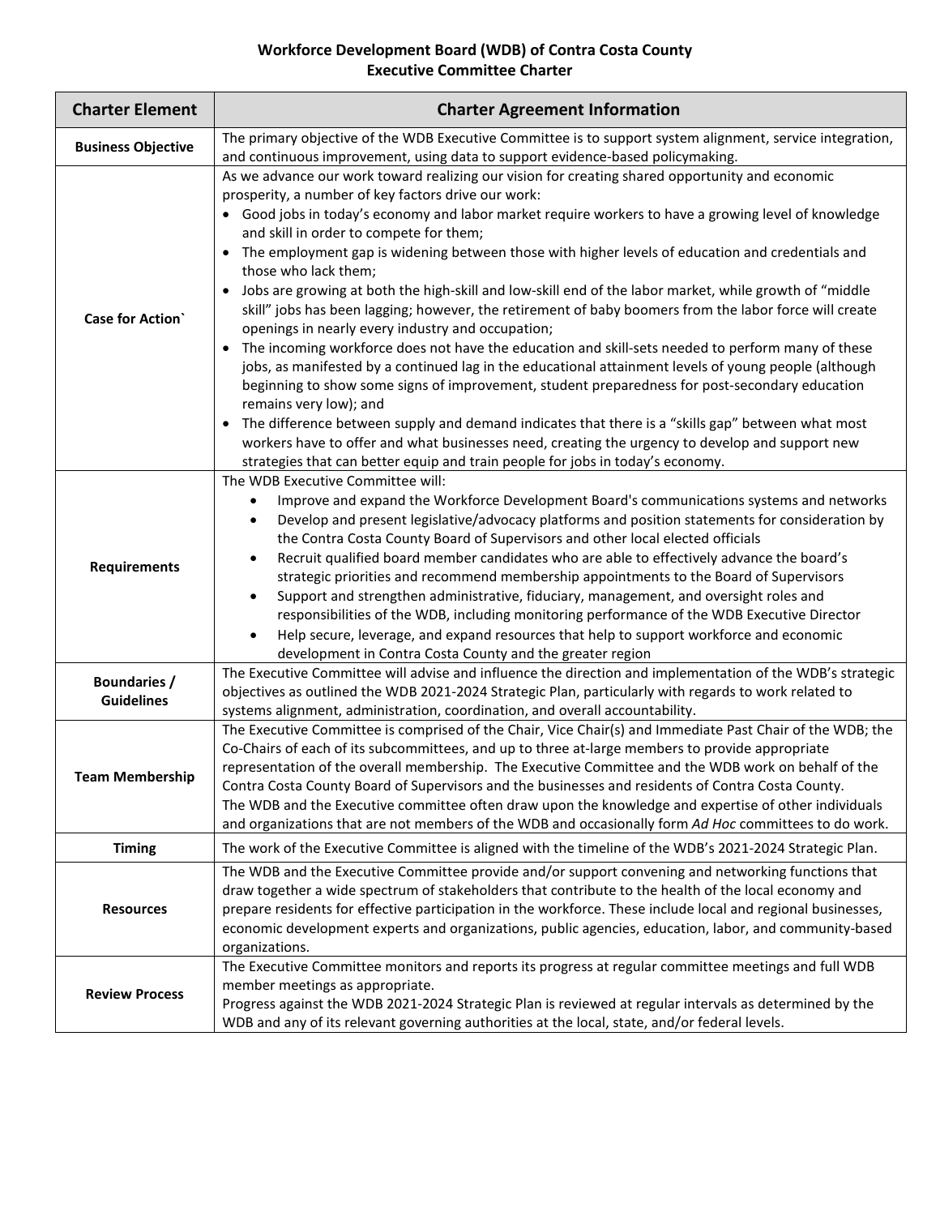**Workforce Development Board (WDB) of Contra Costa County**
**Executive Committee Charter**

| Charter Element | Charter Agreement Information |
|---|---|
| **Business Objective** | The primary objective of the WDB Executive Committee is to support system alignment, service integration, and continuous improvement, using data to support evidence-based policymaking. |
| **Case for Action`** | As we advance our work toward realizing our vision for creating shared opportunity and economic prosperity, a number of key factors drive our work:<br>• Good jobs in today's economy and labor market require workers to have a growing level of knowledge and skill in order to compete for them;<br>• The employment gap is widening between those with higher levels of education and credentials and those who lack them;<br>• Jobs are growing at both the high-skill and low-skill end of the labor market, while growth of "middle skill" jobs has been lagging; however, the retirement of baby boomers from the labor force will create openings in nearly every industry and occupation;<br>• The incoming workforce does not have the education and skill-sets needed to perform many of these jobs, as manifested by a continued lag in the educational attainment levels of young people (although beginning to show some signs of improvement, student preparedness for post-secondary education remains very low); and<br>• The difference between supply and demand indicates that there is a "skills gap" between what most workers have to offer and what businesses need, creating the urgency to develop and support new strategies that can better equip and train people for jobs in today's economy. |
| **Requirements** | The WDB Executive Committee will:<br>• Improve and expand the Workforce Development Board's communications systems and networks<br>• Develop and present legislative/advocacy platforms and position statements for consideration by the Contra Costa County Board of Supervisors and other local elected officials<br>• Recruit qualified board member candidates who are able to effectively advance the board's strategic priorities and recommend membership appointments to the Board of Supervisors<br>• Support and strengthen administrative, fiduciary, management, and oversight roles and responsibilities of the WDB, including monitoring performance of the WDB Executive Director<br>• Help secure, leverage, and expand resources that help to support workforce and economic development in Contra Costa County and the greater region |
| **Boundaries / Guidelines** | The Executive Committee will advise and influence the direction and implementation of the WDB's strategic objectives as outlined the WDB 2021-2024 Strategic Plan, particularly with regards to work related to systems alignment, administration, coordination, and overall accountability. |
| **Team Membership** | The Executive Committee is comprised of the Chair, Vice Chair(s) and Immediate Past Chair of the WDB; the Co-Chairs of each of its subcommittees, and up to three at-large members to provide appropriate representation of the overall membership. The Executive Committee and the WDB work on behalf of the Contra Costa County Board of Supervisors and the businesses and residents of Contra Costa County.<br>The WDB and the Executive committee often draw upon the knowledge and expertise of other individuals and organizations that are not members of the WDB and occasionally form *Ad Hoc* committees to do work. |
| **Timing** | The work of the Executive Committee is aligned with the timeline of the WDB's 2021-2024 Strategic Plan. |
| **Resources** | The WDB and the Executive Committee provide and/or support convening and networking functions that draw together a wide spectrum of stakeholders that contribute to the health of the local economy and prepare residents for effective participation in the workforce. These include local and regional businesses, economic development experts and organizations, public agencies, education, labor, and community-based organizations. |
| **Review Process** | The Executive Committee monitors and reports its progress at regular committee meetings and full WDB member meetings as appropriate.<br>Progress against the WDB 2021-2024 Strategic Plan is reviewed at regular intervals as determined by the WDB and any of its relevant governing authorities at the local, state, and/or federal levels. |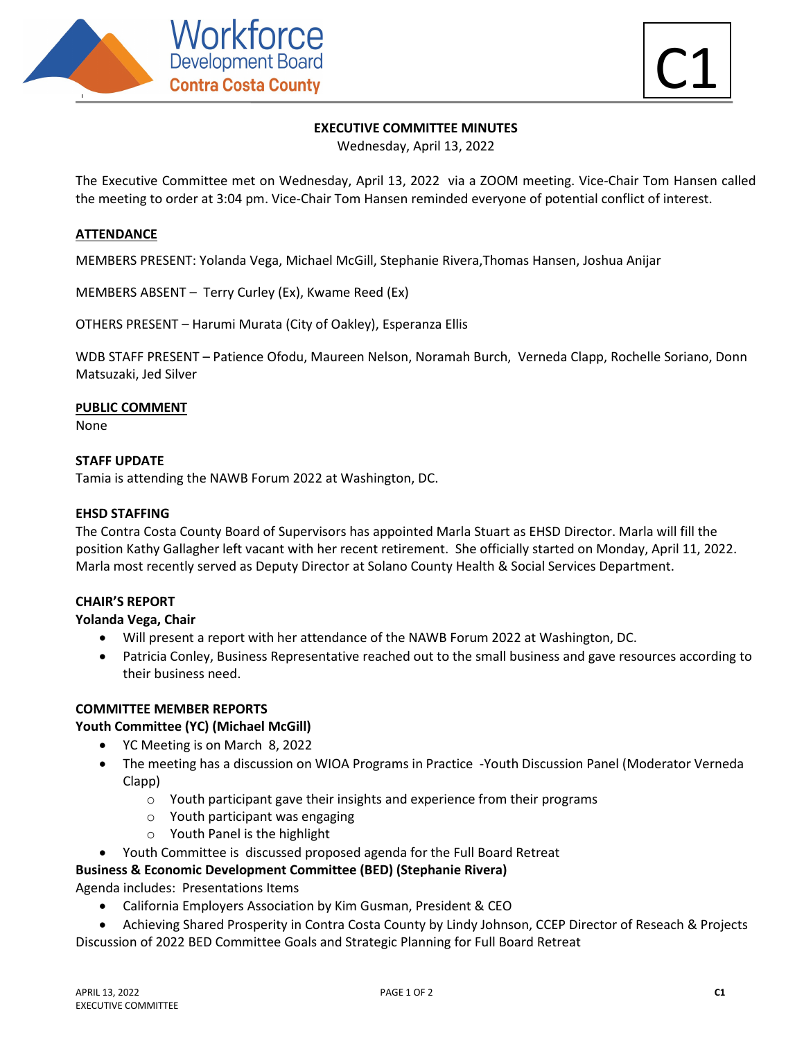Workforce Development Board Contra Costa County

C1

**EXECUTIVE COMMITTEE MINUTES**
Wednesday, April 13, 2022

The Executive Committee met on Wednesday, April 13, 2022 via a ZOOM meeting. Vice-Chair Tom Hansen called the meeting to order at 3:04 pm. Vice-Chair Tom Hansen reminded everyone of potential conflict of interest.

**ATTENDANCE**

MEMBERS PRESENT: Yolanda Vega, Michael McGill, Stephanie Rivera,Thomas Hansen, Joshua Anijar

MEMBERS ABSENT – Terry Curley (Ex), Kwame Reed (Ex)

OTHERS PRESENT – Harumi Murata (City of Oakley), Esperanza Ellis

WDB STAFF PRESENT – Patience Ofodu, Maureen Nelson, Noramah Burch, Verneda Clapp, Rochelle Soriano, Donn Matsuzaki, Jed Silver

**PUBLIC COMMENT**
None

**STAFF UPDATE**
Tamia is attending the NAWB Forum 2022 at Washington, DC.

**EHSD STAFFING**
The Contra Costa County Board of Supervisors has appointed Marla Stuart as EHSD Director. Marla will fill the position Kathy Gallagher left vacant with her recent retirement. She officially started on Monday, April 11, 2022. Marla most recently served as Deputy Director at Solano County Health & Social Services Department.

**CHAIR'S REPORT**
**Yolanda Vega, Chair**

- Will present a report with her attendance of the NAWB Forum 2022 at Washington, DC.
- Patricia Conley, Business Representative reached out to the small business and gave resources according to their business need.

**COMMITTEE MEMBER REPORTS**
**Youth Committee (YC) (Michael McGill)**

- YC Meeting is on March 8, 2022
- The meeting has a discussion on WIOA Programs in Practice -Youth Discussion Panel (Moderator Verneda Clapp)
  - Youth participant gave their insights and experience from their programs
  - Youth participant was engaging
  - Youth Panel is the highlight
- Youth Committee is discussed proposed agenda for the Full Board Retreat

**Business & Economic Development Committee (BED) (Stephanie Rivera)**
Agenda includes: Presentations Items

- California Employers Association by Kim Gusman, President & CEO
- Achieving Shared Prosperity in Contra Costa County by Lindy Johnson, CCEP Director of Reseach & Projects

Discussion of 2022 BED Committee Goals and Strategic Planning for Full Board Retreat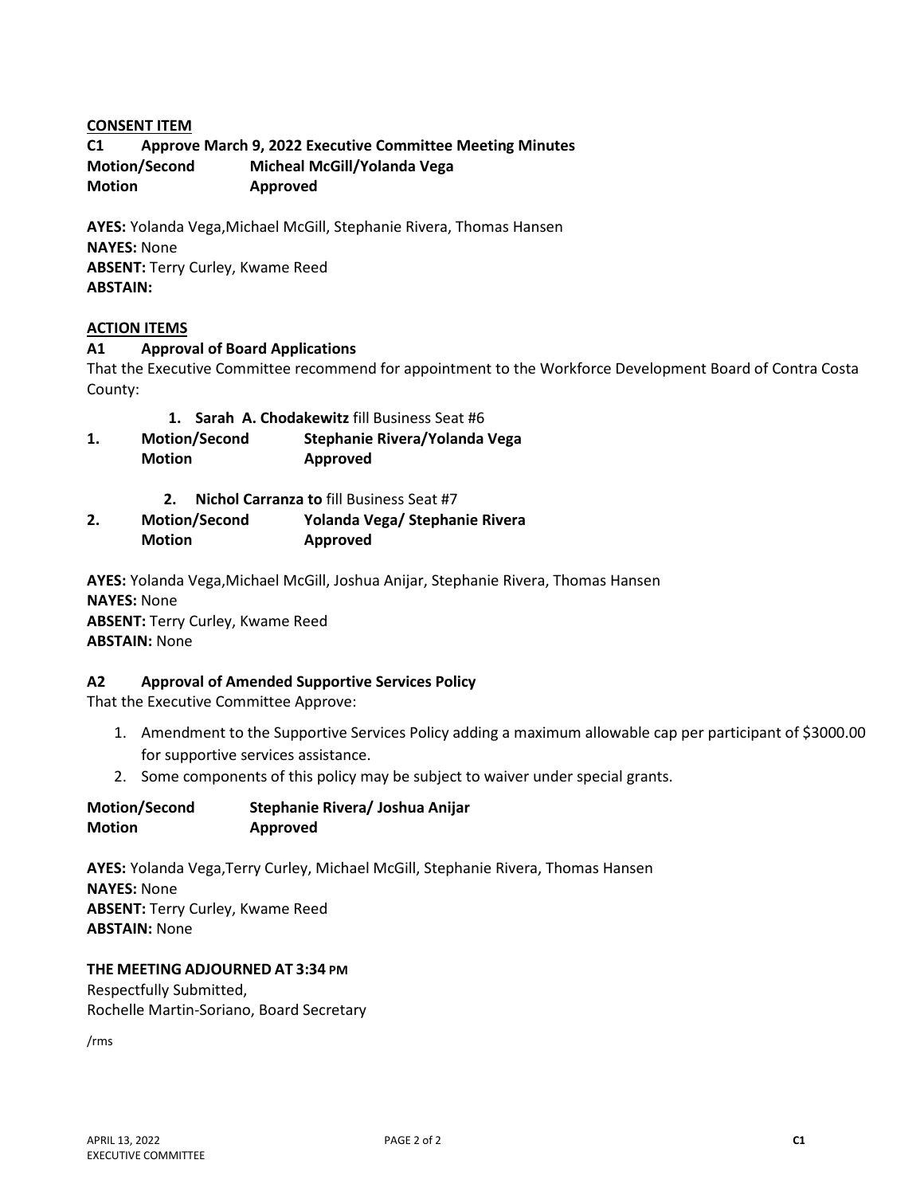**CONSENT ITEM**

**C1 Approve March 9, 2022 Executive Committee Meeting Minutes**

**Motion/Second** **Micheal McGill/Yolanda Vega**

**Motion** **Approved**

**AYES:** Yolanda Vega,Michael McGill, Stephanie Rivera, Thomas Hansen
**NAYES:** None
**ABSENT:** Terry Curley, Kwame Reed
**ABSTAIN:**

**ACTION ITEMS**

**A1 Approval of Board Applications**

That the Executive Committee recommend for appointment to the Workforce Development Board of Contra Costa County:

1. **Sarah A. Chodakewitz** fill Business Seat #6

**1.** **Motion/Second** **Stephanie Rivera/Yolanda Vega**
**Motion** **Approved**

2. **Nichol Carranza to** fill Business Seat #7

**2.** **Motion/Second** **Yolanda Vega/ Stephanie Rivera**
**Motion** **Approved**

**AYES:** Yolanda Vega,Michael McGill, Joshua Anijar, Stephanie Rivera, Thomas Hansen
**NAYES:** None
**ABSENT:** Terry Curley, Kwame Reed
**ABSTAIN:** None

**A2 Approval of Amended Supportive Services Policy**

That the Executive Committee Approve:

1. Amendment to the Supportive Services Policy adding a maximum allowable cap per participant of $3000.00 for supportive services assistance.
2. Some components of this policy may be subject to waiver under special grants.

**Motion/Second** **Stephanie Rivera/ Joshua Anijar**
**Motion** **Approved**

**AYES:** Yolanda Vega,Terry Curley, Michael McGill, Stephanie Rivera, Thomas Hansen
**NAYES:** None
**ABSENT:** Terry Curley, Kwame Reed
**ABSTAIN:** None

**THE MEETING ADJOURNED AT 3:34 PM**

Respectfully Submitted,
Rochelle Martin-Soriano, Board Secretary

/rms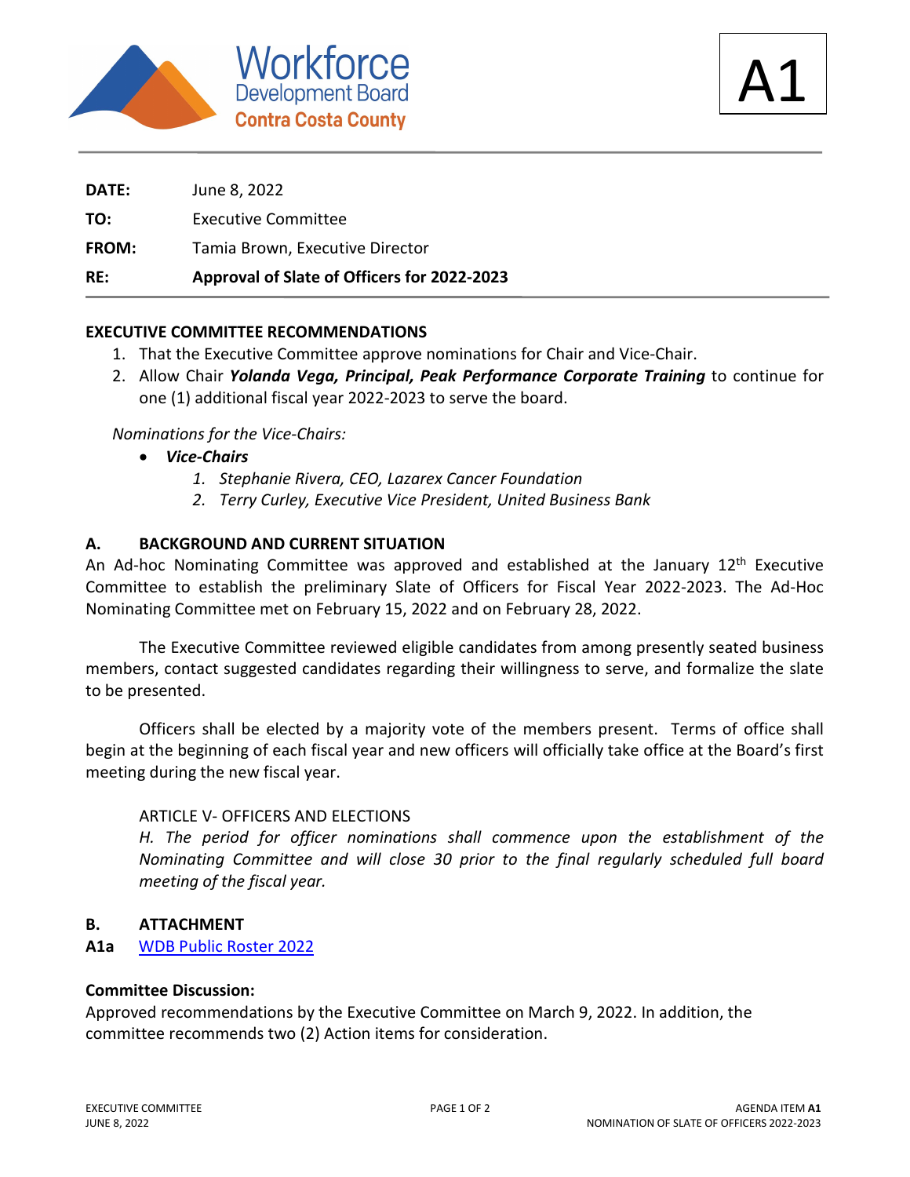Workforce Development Board Contra Costa County

A1

**DATE:** June 8, 2022

**TO:** Executive Committee

**FROM:** Tamia Brown, Executive Director

**RE:** **Approval of Slate of Officers for 2022-2023**

### EXECUTIVE COMMITTEE RECOMMENDATIONS

1. That the Executive Committee approve nominations for Chair and Vice-Chair.
2. Allow Chair ***Yolanda Vega, Principal, Peak Performance Corporate Training*** to continue for one (1) additional fiscal year 2022-2023 to serve the board.

*Nominations for the Vice-Chairs:*

- ***Vice-Chairs***
  1. *Stephanie Rivera, CEO, Lazarex Cancer Foundation*
  2. *Terry Curley, Executive Vice President, United Business Bank*

### A. BACKGROUND AND CURRENT SITUATION

An Ad-hoc Nominating Committee was approved and established at the January 12th Executive Committee to establish the preliminary Slate of Officers for Fiscal Year 2022-2023. The Ad-Hoc Nominating Committee met on February 15, 2022 and on February 28, 2022.

The Executive Committee reviewed eligible candidates from among presently seated business members, contact suggested candidates regarding their willingness to serve, and formalize the slate to be presented.

Officers shall be elected by a majority vote of the members present. Terms of office shall begin at the beginning of each fiscal year and new officers will officially take office at the Board's first meeting during the new fiscal year.

ARTICLE V- OFFICERS AND ELECTIONS

*H. The period for officer nominations shall commence upon the establishment of the Nominating Committee and will close 30 prior to the final regularly scheduled full board meeting of the fiscal year.*

### B. ATTACHMENT

**A1a** WDB Public Roster 2022

**Committee Discussion:**

Approved recommendations by the Executive Committee on March 9, 2022. In addition, the committee recommends two (2) Action items for consideration.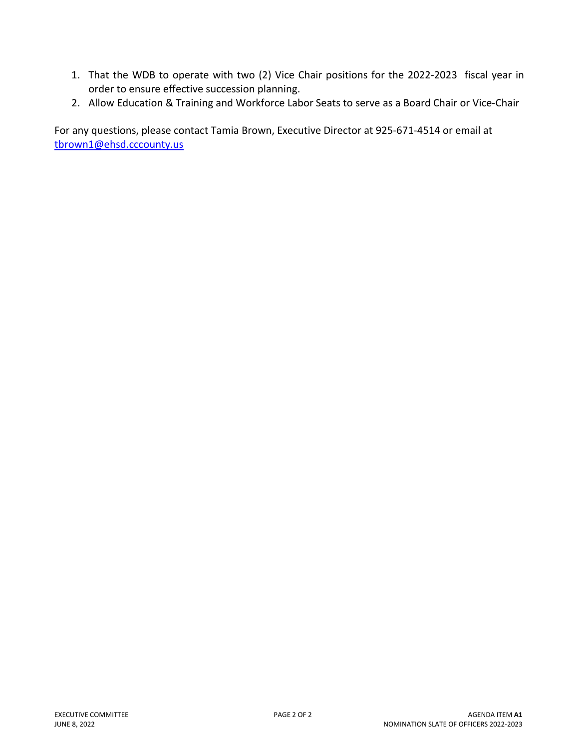1. That the WDB to operate with two (2) Vice Chair positions for the 2022-2023 fiscal year in order to ensure effective succession planning.
2. Allow Education & Training and Workforce Labor Seats to serve as a Board Chair or Vice-Chair

For any questions, please contact Tamia Brown, Executive Director at 925-671-4514 or email at [tbrown1@ehsd.cccounty.us](mailto:tbrown1@ehsd.cccounty.us)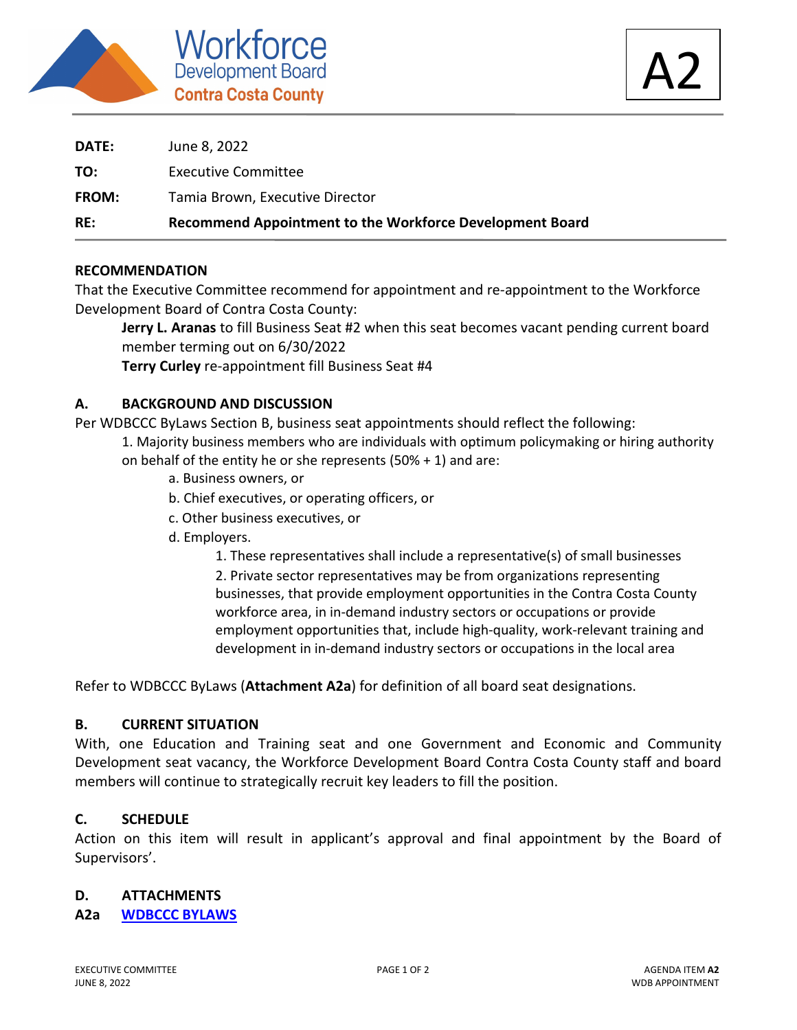Workforce Development Board
Contra Costa County

A2

**DATE:** June 8, 2022

**TO:** Executive Committee

**FROM:** Tamia Brown, Executive Director

**RE:** **Recommend Appointment to the Workforce Development Board**

## RECOMMENDATION

That the Executive Committee recommend for appointment and re-appointment to the Workforce Development Board of Contra Costa County:

> **Jerry L. Aranas** to fill Business Seat #2 when this seat becomes vacant pending current board member terming out on 6/30/2022
>
> **Terry Curley** re-appointment fill Business Seat #4

## A. BACKGROUND AND DISCUSSION

Per WDBCCC ByLaws Section B, business seat appointments should reflect the following:

1. Majority business members who are individuals with optimum policymaking or hiring authority on behalf of the entity he or she represents (50% + 1) and are:
   - a. Business owners, or
   - b. Chief executives, or operating officers, or
   - c. Other business executives, or
   - d. Employers.
     1. These representatives shall include a representative(s) of small businesses
     2. Private sector representatives may be from organizations representing businesses, that provide employment opportunities in the Contra Costa County workforce area, in in-demand industry sectors or occupations or provide employment opportunities that, include high-quality, work-relevant training and development in in-demand industry sectors or occupations in the local area

Refer to WDBCCC ByLaws (**Attachment A2a**) for definition of all board seat designations.

## B. CURRENT SITUATION

With, one Education and Training seat and one Government and Economic and Community Development seat vacancy, the Workforce Development Board Contra Costa County staff and board members will continue to strategically recruit key leaders to fill the position.

## C. SCHEDULE

Action on this item will result in applicant's approval and final appointment by the Board of Supervisors'.

## D. ATTACHMENTS

**A2a** **WDBCCC BYLAWS**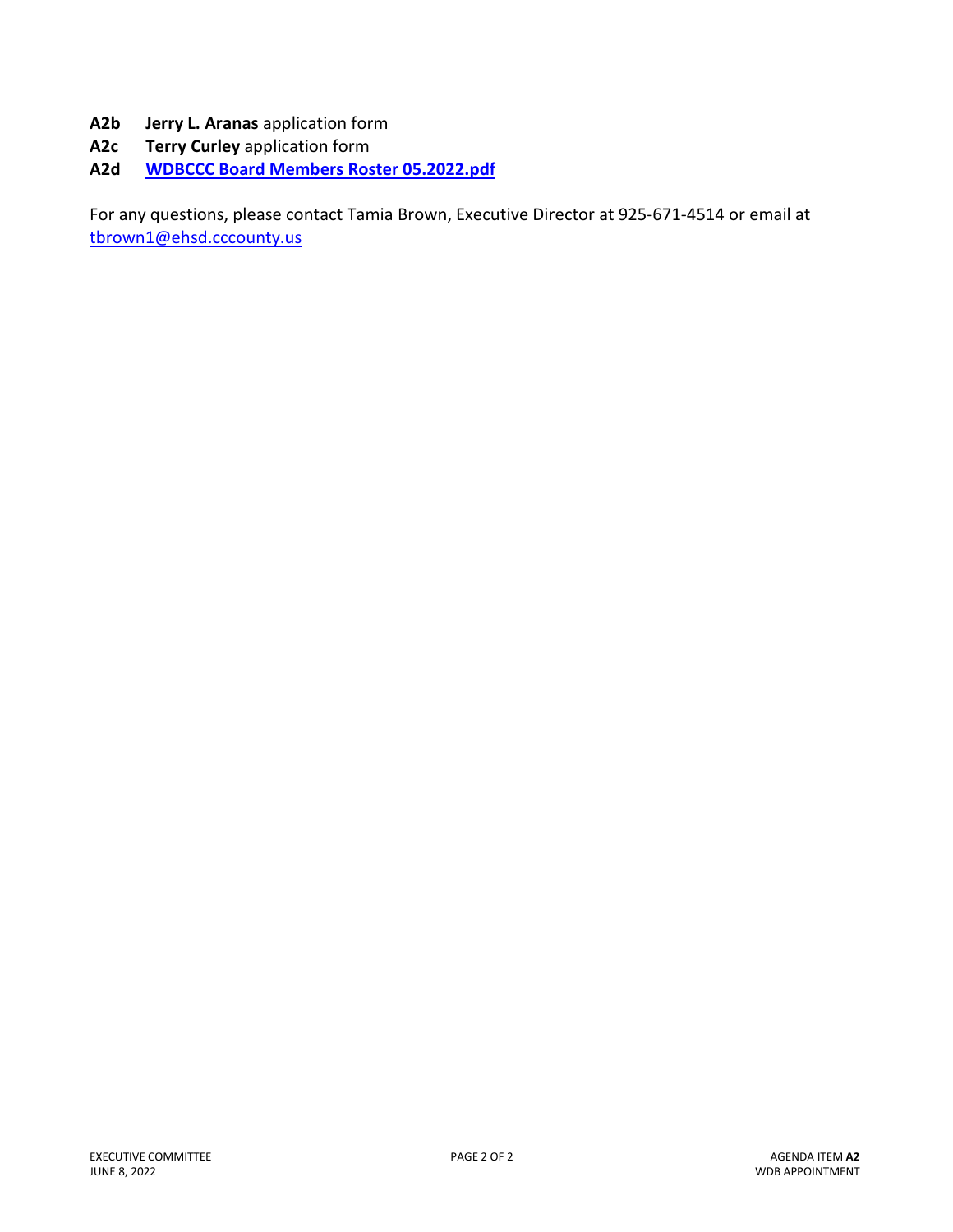**A2b** **Jerry L. Aranas** application form

**A2c** **Terry Curley** application form

**A2d** **WDBCCC Board Members Roster 05.2022.pdf**

For any questions, please contact Tamia Brown, Executive Director at 925-671-4514 or email at tbrown1@ehsd.cccounty.us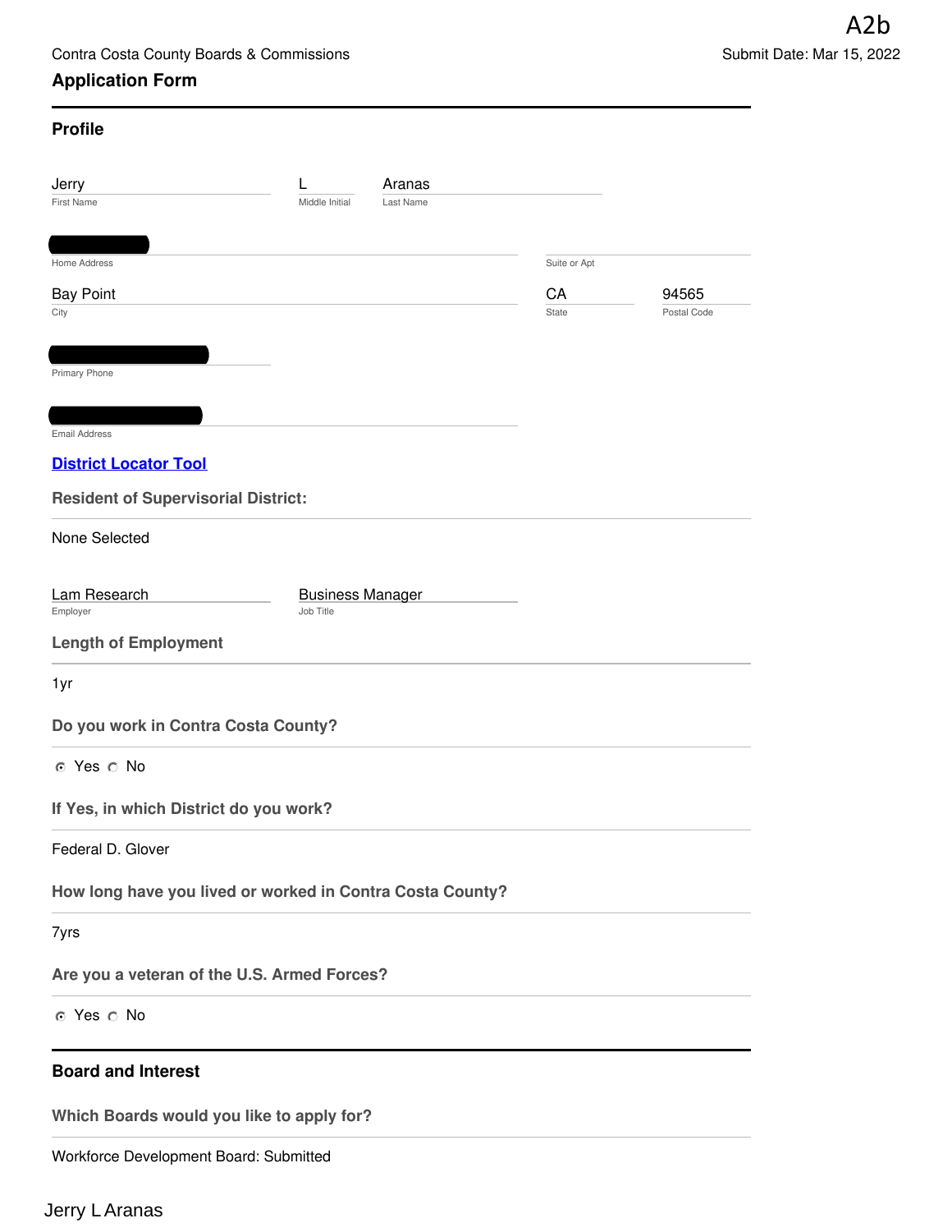A2b

Contra Costa County Boards & Commissions

Submit Date: Mar 15, 2022

## Application Form

### Profile

| Jerry | L | Aranas |
|---|---|---|
| First Name | Middle Initial | Last Name |

Home Address: [redacted]

Suite or Apt:

| Bay Point | CA | 94565 |
|---|---|---|
| City | State | Postal Code |

Primary Phone: [redacted]

Email Address: [redacted]

**District Locator Tool**

**Resident of Supervisorial District:**

None Selected

| Lam Research | Business Manager |
|---|---|
| Employer | Job Title |

**Length of Employment**

1yr

**Do you work in Contra Costa County?**

◉ Yes ○ No

**If Yes, in which District do you work?**

Federal D. Glover

**How long have you lived or worked in Contra Costa County?**

7yrs

**Are you a veteran of the U.S. Armed Forces?**

◉ Yes ○ No

### Board and Interest

**Which Boards would you like to apply for?**

Workforce Development Board: Submitted

Jerry L Aranas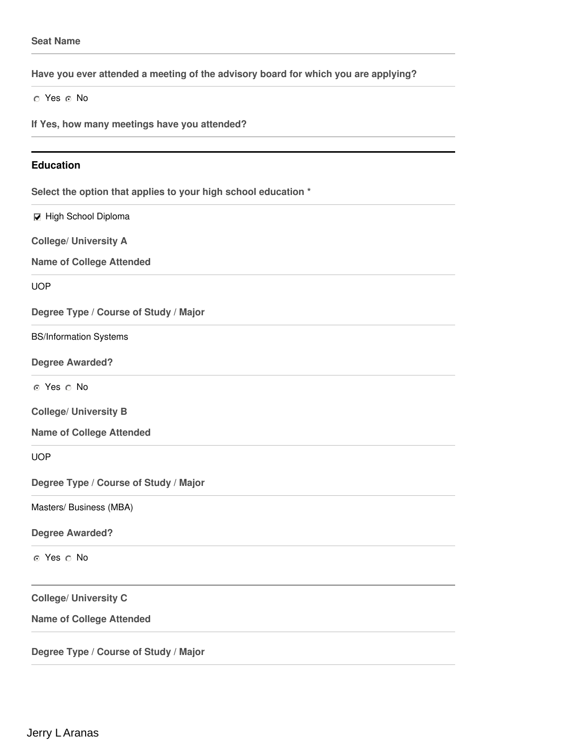**Seat Name**

**Have you ever attended a meeting of the advisory board for which you are applying?**

○ Yes ◉ No

**If Yes, how many meetings have you attended?**

---

## Education

**Select the option that applies to your high school education ***

☑ High School Diploma

**College/ University A**

**Name of College Attended**

UOP

**Degree Type / Course of Study / Major**

BS/Information Systems

**Degree Awarded?**

◉ Yes ○ No

**College/ University B**

**Name of College Attended**

UOP

**Degree Type / Course of Study / Major**

Masters/ Business (MBA)

**Degree Awarded?**

◉ Yes ○ No

---

**College/ University C**

**Name of College Attended**

**Degree Type / Course of Study / Major**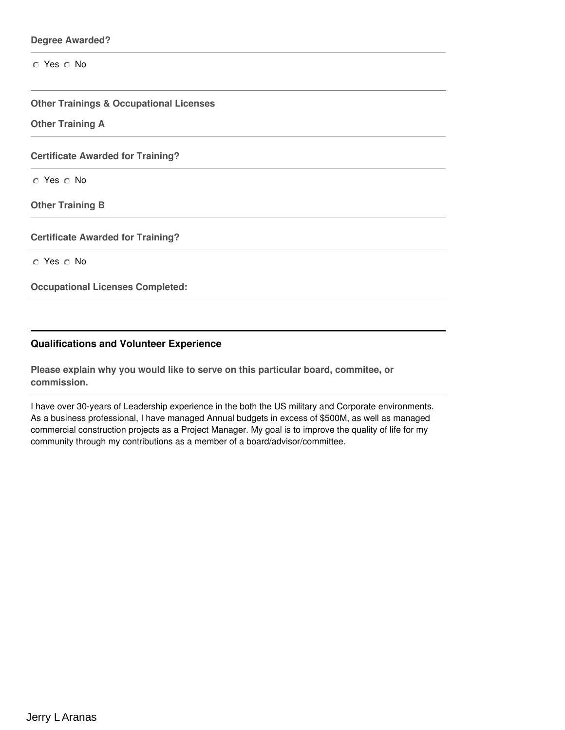**Degree Awarded?**

○ Yes ○ No

---

**Other Trainings & Occupational Licenses**

**Other Training A**

**Certificate Awarded for Training?**

○ Yes ○ No

**Other Training B**

**Certificate Awarded for Training?**

○ Yes ○ No

**Occupational Licenses Completed:**

---

## Qualifications and Volunteer Experience

**Please explain why you would like to serve on this particular board, commitee, or commission.**

I have over 30-years of Leadership experience in the both the US military and Corporate environments. As a business professional, I have managed Annual budgets in excess of $500M, as well as managed commercial construction projects as a Project Manager. My goal is to improve the quality of life for my community through my contributions as a member of a board/advisor/committee.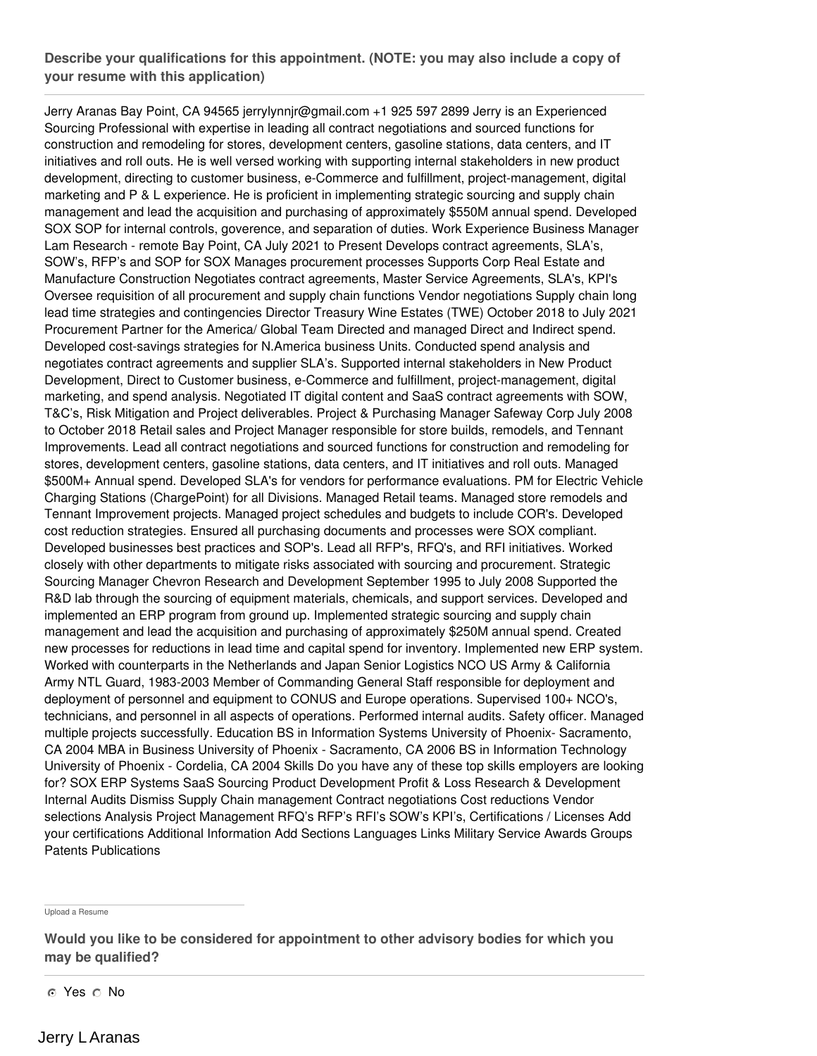**Describe your qualifications for this appointment. (NOTE: you may also include a copy of your resume with this application)**

---

Jerry Aranas Bay Point, CA 94565 jerrylynnjr@gmail.com +1 925 597 2899 Jerry is an Experienced Sourcing Professional with expertise in leading all contract negotiations and sourced functions for construction and remodeling for stores, development centers, gasoline stations, data centers, and IT initiatives and roll outs. He is well versed working with supporting internal stakeholders in new product development, directing to customer business, e-Commerce and fulfillment, project-management, digital marketing and P & L experience. He is proficient in implementing strategic sourcing and supply chain management and lead the acquisition and purchasing of approximately $550M annual spend. Developed SOX SOP for internal controls, goverence, and separation of duties. Work Experience Business Manager Lam Research - remote Bay Point, CA July 2021 to Present Develops contract agreements, SLA's, SOW's, RFP's and SOP for SOX Manages procurement processes Supports Corp Real Estate and Manufacture Construction Negotiates contract agreements, Master Service Agreements, SLA's, KPI's Oversee requisition of all procurement and supply chain functions Vendor negotiations Supply chain long lead time strategies and contingencies Director Treasury Wine Estates (TWE) October 2018 to July 2021 Procurement Partner for the America/ Global Team Directed and managed Direct and Indirect spend. Developed cost-savings strategies for N.America business Units. Conducted spend analysis and negotiates contract agreements and supplier SLA's. Supported internal stakeholders in New Product Development, Direct to Customer business, e-Commerce and fulfillment, project-management, digital marketing, and spend analysis. Negotiated IT digital content and SaaS contract agreements with SOW, T&C's, Risk Mitigation and Project deliverables. Project & Purchasing Manager Safeway Corp July 2008 to October 2018 Retail sales and Project Manager responsible for store builds, remodels, and Tennant Improvements. Lead all contract negotiations and sourced functions for construction and remodeling for stores, development centers, gasoline stations, data centers, and IT initiatives and roll outs. Managed $500M+ Annual spend. Developed SLA's for vendors for performance evaluations. PM for Electric Vehicle Charging Stations (ChargePoint) for all Divisions. Managed Retail teams. Managed store remodels and Tennant Improvement projects. Managed project schedules and budgets to include COR's. Developed cost reduction strategies. Ensured all purchasing documents and processes were SOX compliant. Developed businesses best practices and SOP's. Lead all RFP's, RFQ's, and RFI initiatives. Worked closely with other departments to mitigate risks associated with sourcing and procurement. Strategic Sourcing Manager Chevron Research and Development September 1995 to July 2008 Supported the R&D lab through the sourcing of equipment materials, chemicals, and support services. Developed and implemented an ERP program from ground up. Implemented strategic sourcing and supply chain management and lead the acquisition and purchasing of approximately $250M annual spend. Created new processes for reductions in lead time and capital spend for inventory. Implemented new ERP system. Worked with counterparts in the Netherlands and Japan Senior Logistics NCO US Army & California Army NTL Guard, 1983-2003 Member of Commanding General Staff responsible for deployment and deployment of personnel and equipment to CONUS and Europe operations. Supervised 100+ NCO's, technicians, and personnel in all aspects of operations. Performed internal audits. Safety officer. Managed multiple projects successfully. Education BS in Information Systems University of Phoenix- Sacramento, CA 2004 MBA in Business University of Phoenix - Sacramento, CA 2006 BS in Information Technology University of Phoenix - Cordelia, CA 2004 Skills Do you have any of these top skills employers are looking for? SOX ERP Systems SaaS Sourcing Product Development Profit & Loss Research & Development Internal Audits Dismiss Supply Chain management Contract negotiations Cost reductions Vendor selections Analysis Project Management RFQ's RFP's RFI's SOW's KPI's, Certifications / Licenses Add your certifications Additional Information Add Sections Languages Links Military Service Awards Groups Patents Publications

Upload a Resume

**Would you like to be considered for appointment to other advisory bodies for which you may be qualified?**

---

◉ Yes ○ No

Jerry L Aranas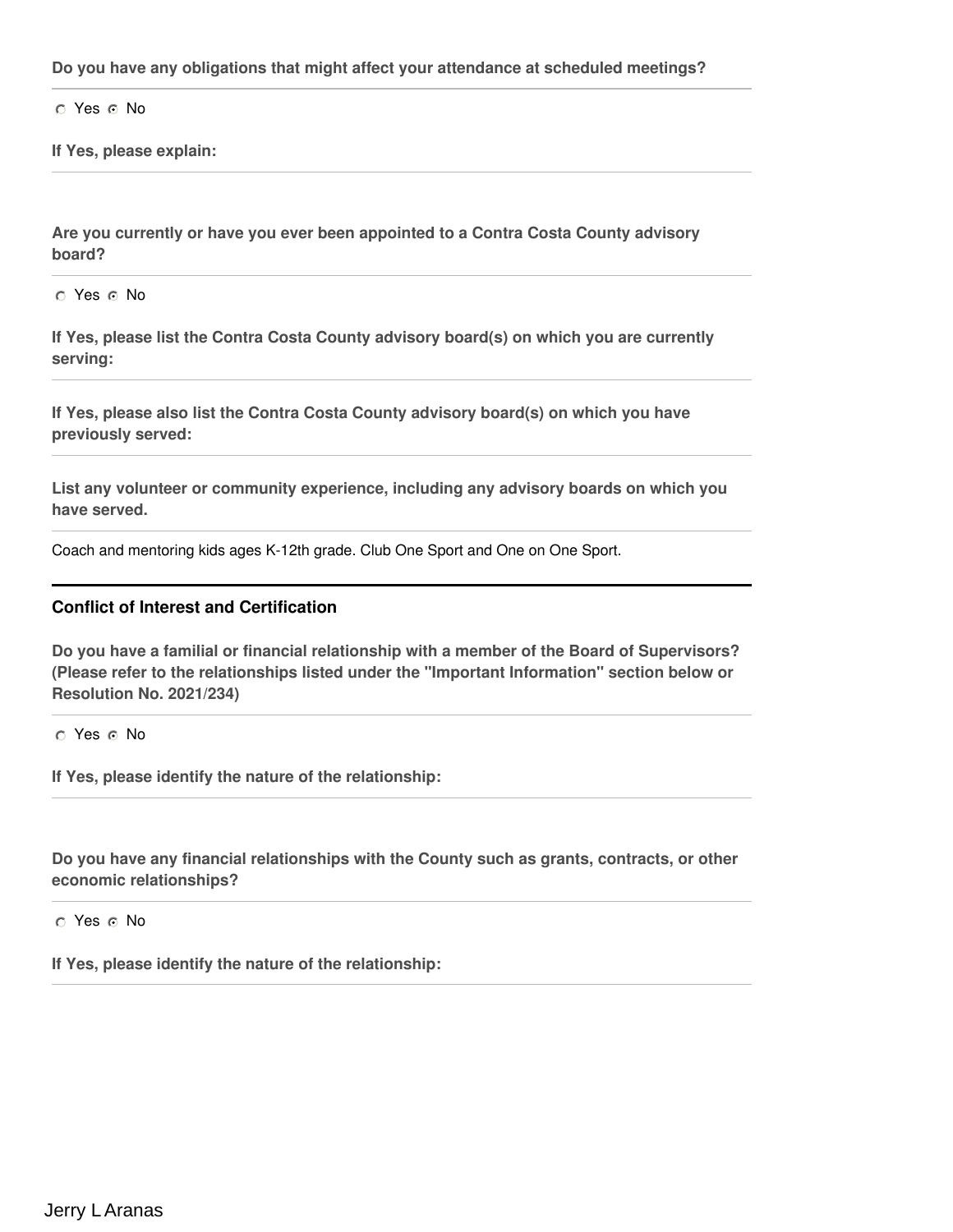**Do you have any obligations that might affect your attendance at scheduled meetings?**

○ Yes ◉ No

**If Yes, please explain:**

**Are you currently or have you ever been appointed to a Contra Costa County advisory board?**

○ Yes ◉ No

**If Yes, please list the Contra Costa County advisory board(s) on which you are currently serving:**

**If Yes, please also list the Contra Costa County advisory board(s) on which you have previously served:**

**List any volunteer or community experience, including any advisory boards on which you have served.**

Coach and mentoring kids ages K-12th grade. Club One Sport and One on One Sport.

---

## Conflict of Interest and Certification

**Do you have a familial or financial relationship with a member of the Board of Supervisors? (Please refer to the relationships listed under the "Important Information" section below or Resolution No. 2021/234)**

○ Yes ◉ No

**If Yes, please identify the nature of the relationship:**

**Do you have any financial relationships with the County such as grants, contracts, or other economic relationships?**

○ Yes ◉ No

**If Yes, please identify the nature of the relationship:**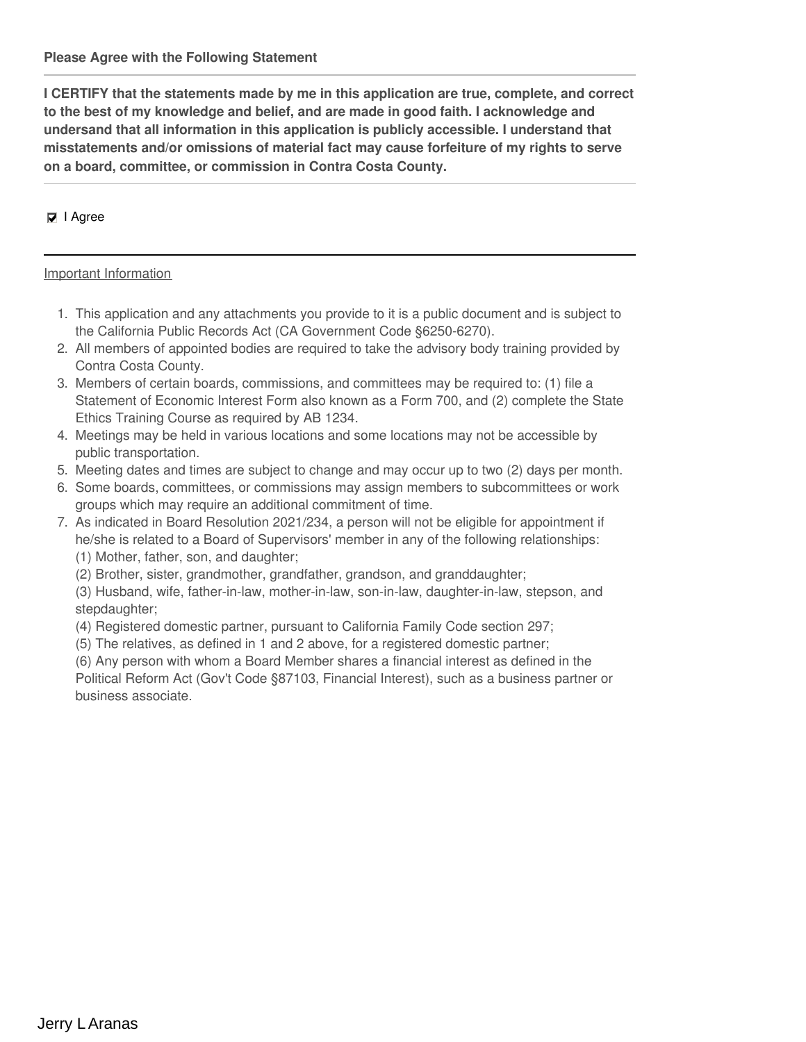**Please Agree with the Following Statement**

---

**I CERTIFY that the statements made by me in this application are true, complete, and correct to the best of my knowledge and belief, and are made in good faith. I acknowledge and undersand that all information in this application is publicly accessible. I understand that misstatements and/or omissions of material fact may cause forfeiture of my rights to serve on a board, committee, or commission in Contra Costa County.**

---

☑ I Agree

---

Important Information

1. This application and any attachments you provide to it is a public document and is subject to the California Public Records Act (CA Government Code §6250-6270).
2. All members of appointed bodies are required to take the advisory body training provided by Contra Costa County.
3. Members of certain boards, commissions, and committees may be required to: (1) file a Statement of Economic Interest Form also known as a Form 700, and (2) complete the State Ethics Training Course as required by AB 1234.
4. Meetings may be held in various locations and some locations may not be accessible by public transportation.
5. Meeting dates and times are subject to change and may occur up to two (2) days per month.
6. Some boards, committees, or commissions may assign members to subcommittees or work groups which may require an additional commitment of time.
7. As indicated in Board Resolution 2021/234, a person will not be eligible for appointment if he/she is related to a Board of Supervisors' member in any of the following relationships:
   (1) Mother, father, son, and daughter;
   (2) Brother, sister, grandmother, grandfather, grandson, and granddaughter;
   (3) Husband, wife, father-in-law, mother-in-law, son-in-law, daughter-in-law, stepson, and stepdaughter;
   (4) Registered domestic partner, pursuant to California Family Code section 297;
   (5) The relatives, as defined in 1 and 2 above, for a registered domestic partner;
   (6) Any person with whom a Board Member shares a financial interest as defined in the Political Reform Act (Gov't Code §87103, Financial Interest), such as a business partner or business associate.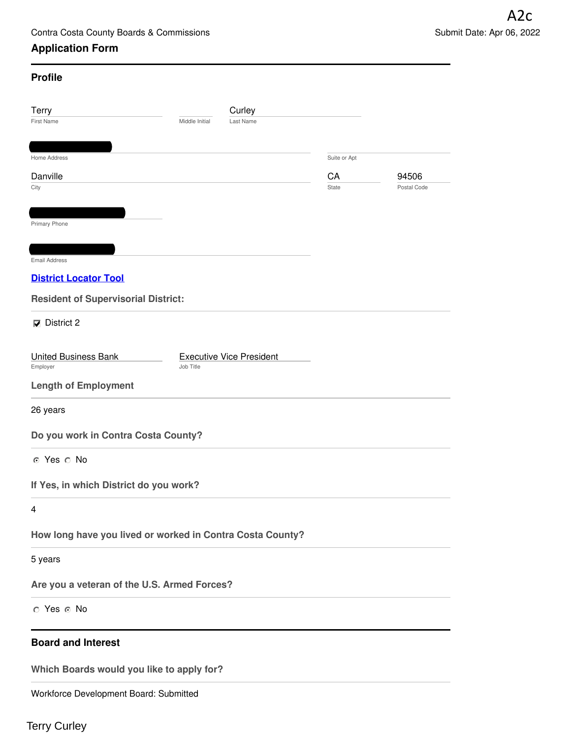A2c

Contra Costa County Boards & Commissions

Submit Date: Apr 06, 2022

## Application Form

### Profile

Terry
First Name

Middle Initial

Curley
Last Name

Home Address

Suite or Apt

Danville
City

CA
State

94506
Postal Code

Primary Phone

Email Address

**District Locator Tool**

**Resident of Supervisorial District:**

☑ District 2

United Business Bank
Employer

Executive Vice President
Job Title

**Length of Employment**

26 years

**Do you work in Contra Costa County?**

◉ Yes ○ No

**If Yes, in which District do you work?**

4

**How long have you lived or worked in Contra Costa County?**

5 years

**Are you a veteran of the U.S. Armed Forces?**

○ Yes ◉ No

### Board and Interest

**Which Boards would you like to apply for?**

Workforce Development Board: Submitted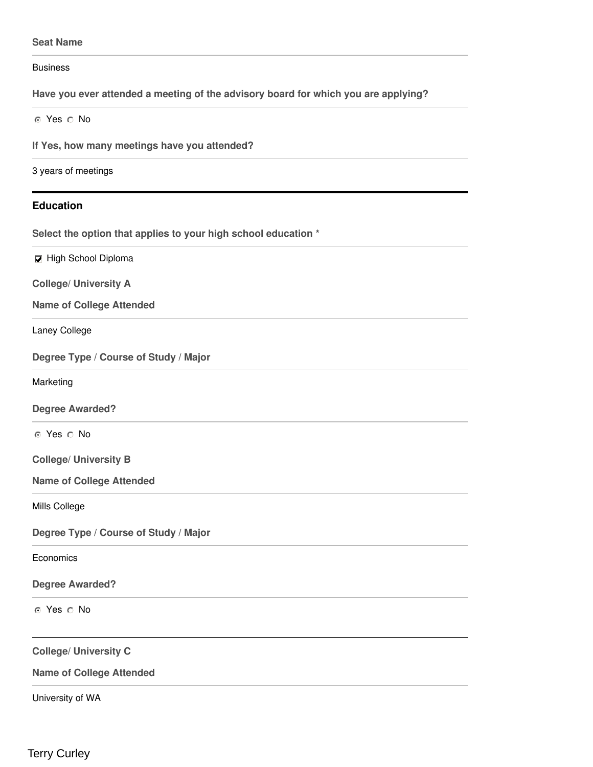**Seat Name**

Business

**Have you ever attended a meeting of the advisory board for which you are applying?**

◉ Yes ○ No

**If Yes, how many meetings have you attended?**

3 years of meetings

## Education

**Select the option that applies to your high school education \***

☑ High School Diploma

**College/ University A**

**Name of College Attended**

Laney College

**Degree Type / Course of Study / Major**

Marketing

**Degree Awarded?**

◉ Yes ○ No

**College/ University B**

**Name of College Attended**

Mills College

**Degree Type / Course of Study / Major**

Economics

**Degree Awarded?**

◉ Yes ○ No

**College/ University C**

**Name of College Attended**

University of WA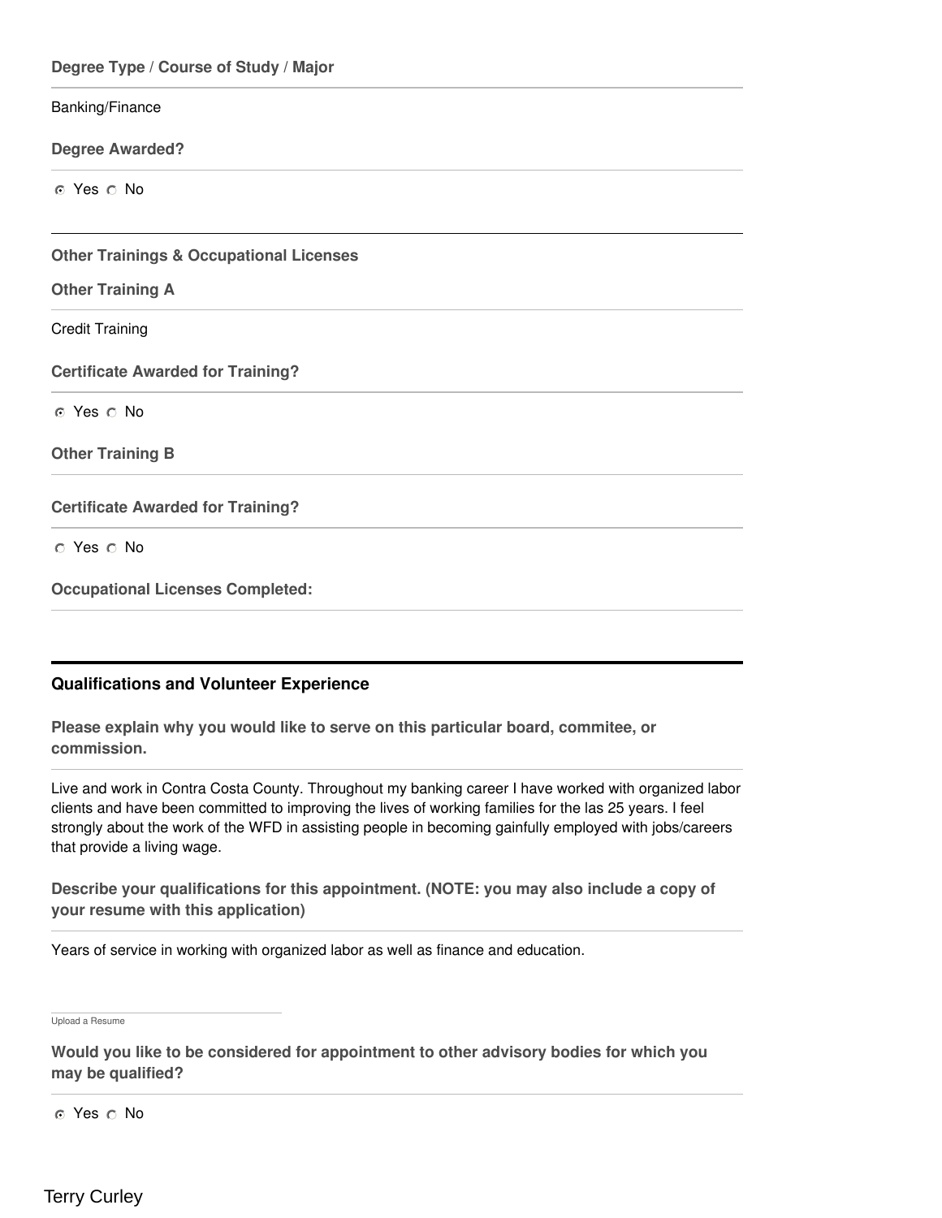**Degree Type / Course of Study / Major**

Banking/Finance

**Degree Awarded?**

◉ Yes ○ No

---

**Other Trainings & Occupational Licenses**

**Other Training A**

Credit Training

**Certificate Awarded for Training?**

◉ Yes ○ No

**Other Training B**

**Certificate Awarded for Training?**

○ Yes ○ No

**Occupational Licenses Completed:**

---

### Qualifications and Volunteer Experience

**Please explain why you would like to serve on this particular board, commitee, or commission.**

Live and work in Contra Costa County. Throughout my banking career I have worked with organized labor clients and have been committed to improving the lives of working families for the las 25 years. I feel strongly about the work of the WFD in assisting people in becoming gainfully employed with jobs/careers that provide a living wage.

**Describe your qualifications for this appointment. (NOTE: you may also include a copy of your resume with this application)**

Years of service in working with organized labor as well as finance and education.

Upload a Resume

**Would you like to be considered for appointment to other advisory bodies for which you may be qualified?**

◉ Yes ○ No

Terry Curley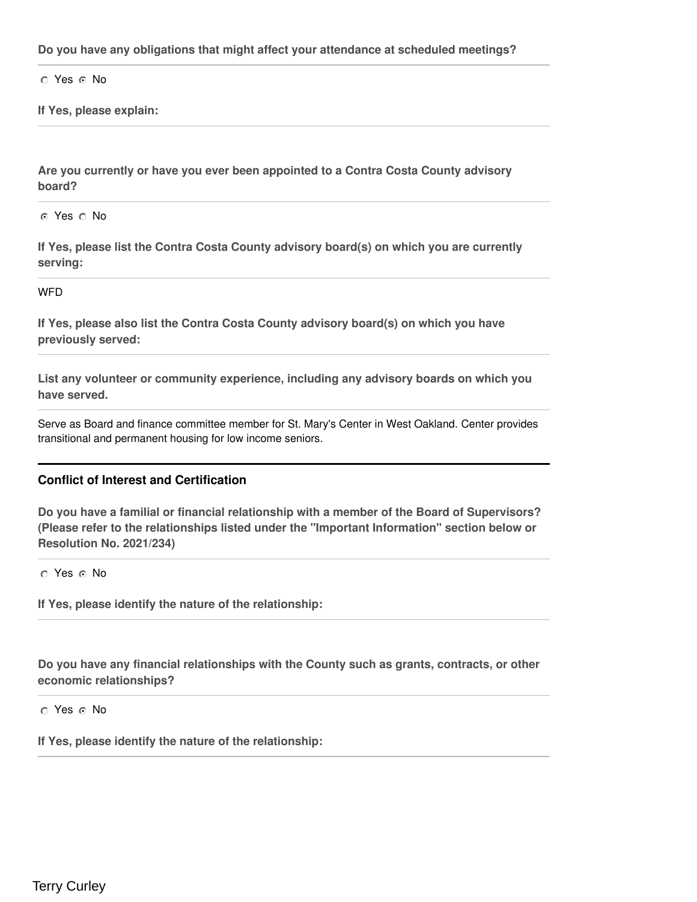**Do you have any obligations that might affect your attendance at scheduled meetings?**

○ Yes ◉ No

**If Yes, please explain:**

**Are you currently or have you ever been appointed to a Contra Costa County advisory board?**

◉ Yes ○ No

**If Yes, please list the Contra Costa County advisory board(s) on which you are currently serving:**

WFD

**If Yes, please also list the Contra Costa County advisory board(s) on which you have previously served:**

**List any volunteer or community experience, including any advisory boards on which you have served.**

Serve as Board and finance committee member for St. Mary's Center in West Oakland. Center provides transitional and permanent housing for low income seniors.

### Conflict of Interest and Certification

**Do you have a familial or financial relationship with a member of the Board of Supervisors? (Please refer to the relationships listed under the "Important Information" section below or Resolution No. 2021/234)**

○ Yes ◉ No

**If Yes, please identify the nature of the relationship:**

**Do you have any financial relationships with the County such as grants, contracts, or other economic relationships?**

○ Yes ◉ No

**If Yes, please identify the nature of the relationship:**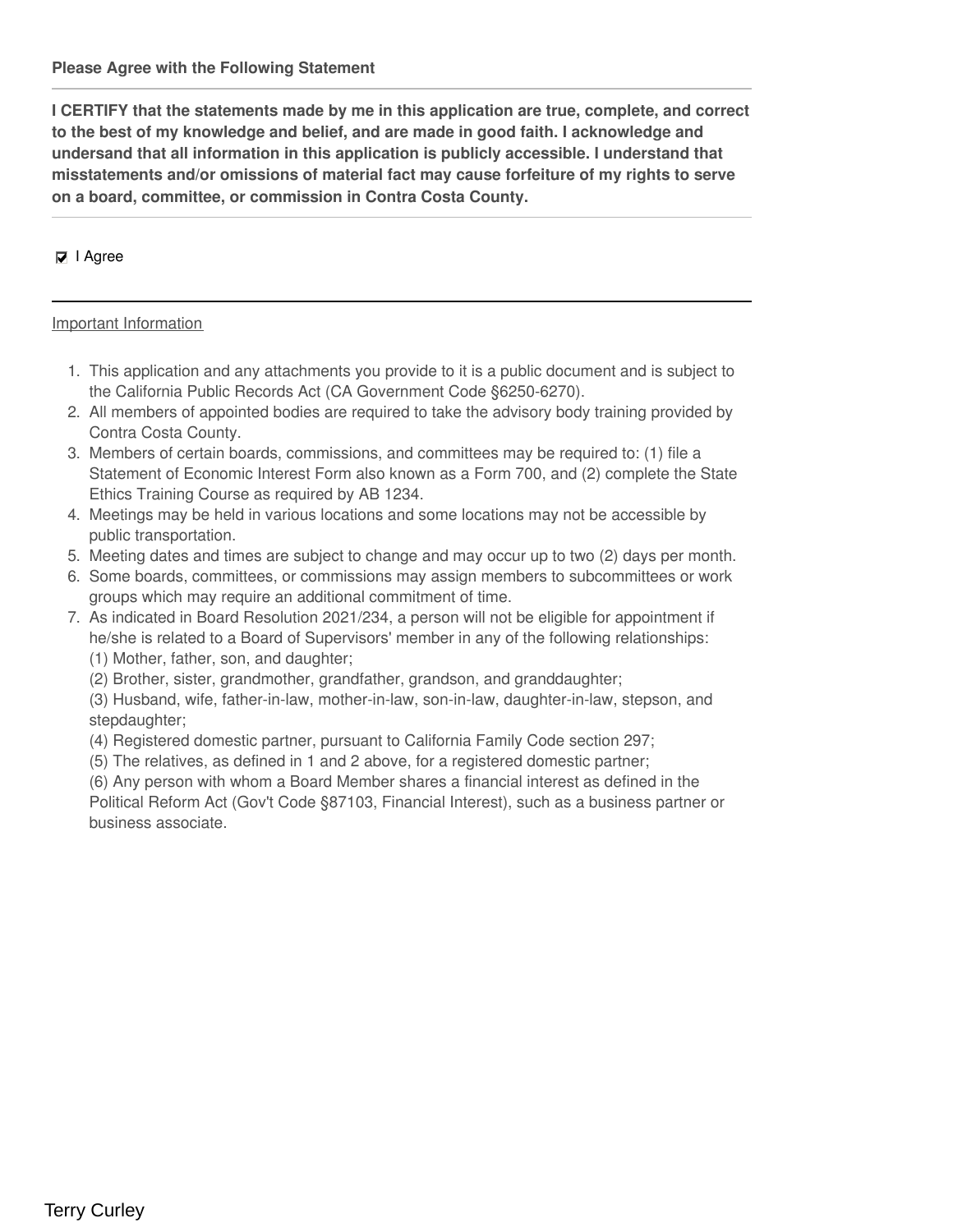**Please Agree with the Following Statement**

---

**I CERTIFY that the statements made by me in this application are true, complete, and correct to the best of my knowledge and belief, and are made in good faith. I acknowledge and undersand that all information in this application is publicly accessible. I understand that misstatements and/or omissions of material fact may cause forfeiture of my rights to serve on a board, committee, or commission in Contra Costa County.**

---

☑ I Agree

---

Important Information

1. This application and any attachments you provide to it is a public document and is subject to the California Public Records Act (CA Government Code §6250-6270).
2. All members of appointed bodies are required to take the advisory body training provided by Contra Costa County.
3. Members of certain boards, commissions, and committees may be required to: (1) file a Statement of Economic Interest Form also known as a Form 700, and (2) complete the State Ethics Training Course as required by AB 1234.
4. Meetings may be held in various locations and some locations may not be accessible by public transportation.
5. Meeting dates and times are subject to change and may occur up to two (2) days per month.
6. Some boards, committees, or commissions may assign members to subcommittees or work groups which may require an additional commitment of time.
7. As indicated in Board Resolution 2021/234, a person will not be eligible for appointment if he/she is related to a Board of Supervisors' member in any of the following relationships:
   (1) Mother, father, son, and daughter;
   (2) Brother, sister, grandmother, grandfather, grandson, and granddaughter;
   (3) Husband, wife, father-in-law, mother-in-law, son-in-law, daughter-in-law, stepson, and stepdaughter;
   (4) Registered domestic partner, pursuant to California Family Code section 297;
   (5) The relatives, as defined in 1 and 2 above, for a registered domestic partner;
   (6) Any person with whom a Board Member shares a financial interest as defined in the Political Reform Act (Gov't Code §87103, Financial Interest), such as a business partner or business associate.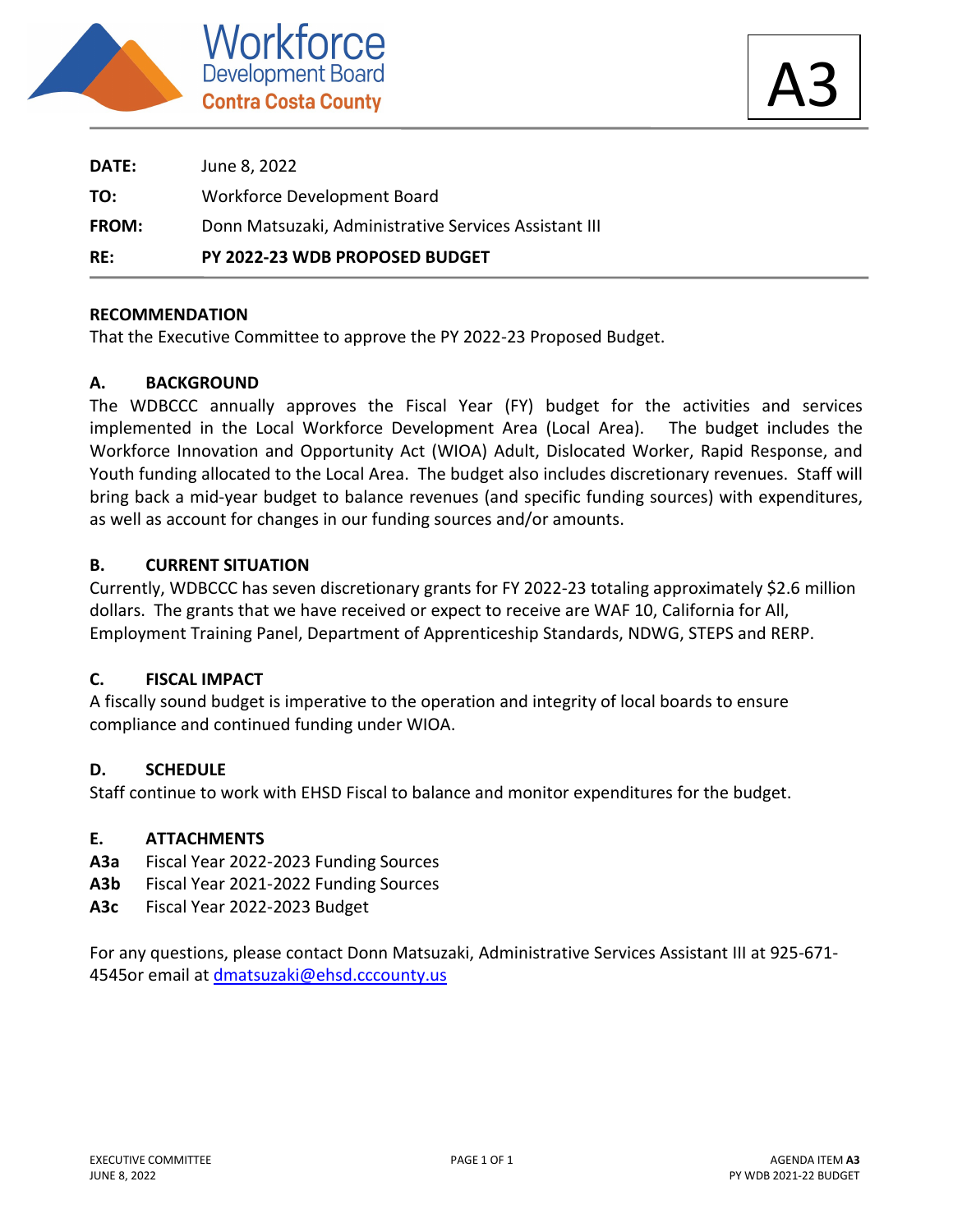Workforce Development Board Contra Costa County

A3

| | |
|---|---|
| **DATE:** | June 8, 2022 |
| **TO:** | Workforce Development Board |
| **FROM:** | Donn Matsuzaki, Administrative Services Assistant III |
| **RE:** | **PY 2022-23 WDB PROPOSED BUDGET** |

**RECOMMENDATION**

That the Executive Committee to approve the PY 2022-23 Proposed Budget.

**A. BACKGROUND**

The WDBCCC annually approves the Fiscal Year (FY) budget for the activities and services implemented in the Local Workforce Development Area (Local Area). The budget includes the Workforce Innovation and Opportunity Act (WIOA) Adult, Dislocated Worker, Rapid Response, and Youth funding allocated to the Local Area. The budget also includes discretionary revenues. Staff will bring back a mid-year budget to balance revenues (and specific funding sources) with expenditures, as well as account for changes in our funding sources and/or amounts.

**B. CURRENT SITUATION**

Currently, WDBCCC has seven discretionary grants for FY 2022-23 totaling approximately $2.6 million dollars. The grants that we have received or expect to receive are WAF 10, California for All, Employment Training Panel, Department of Apprenticeship Standards, NDWG, STEPS and RERP.

**C. FISCAL IMPACT**

A fiscally sound budget is imperative to the operation and integrity of local boards to ensure compliance and continued funding under WIOA.

**D. SCHEDULE**

Staff continue to work with EHSD Fiscal to balance and monitor expenditures for the budget.

**E. ATTACHMENTS**

**A3a** Fiscal Year 2022-2023 Funding Sources
**A3b** Fiscal Year 2021-2022 Funding Sources
**A3c** Fiscal Year 2022-2023 Budget

For any questions, please contact Donn Matsuzaki, Administrative Services Assistant III at 925-671-4545or email at [dmatsuzaki@ehsd.cccounty.us](mailto:dmatsuzaki@ehsd.cccounty.us)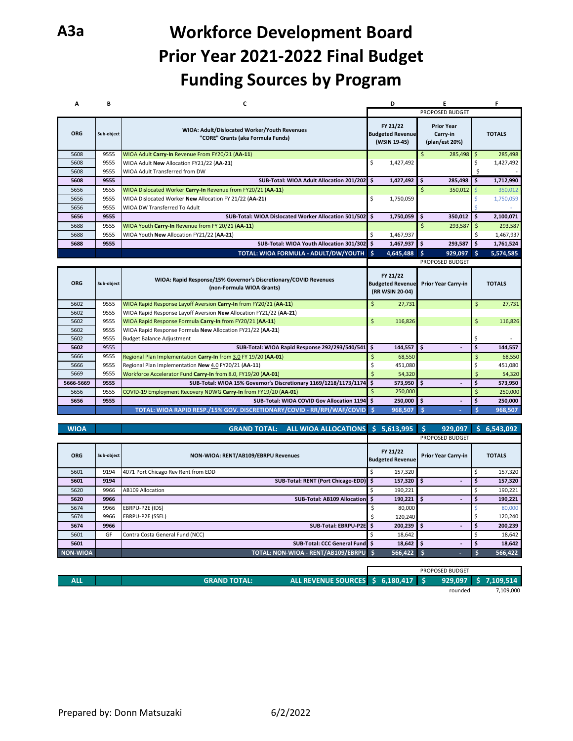**A3a**

# Workforce Development Board
# Prior Year 2021-2022 Final Budget
# Funding Sources by Program

| A | B | C | D | E | F |
|---|---|---|---|---|---|
| | | | PROPOSED BUDGET | | |
| ORG | Sub-object | WIOA: Adult/Dislocated Worker/Youth Revenues "CORE" Grants (aka Formula Funds) | FY 21/22 Budgeted Revenue (WSIN 19-45) | Prior Year Carry-in (plan/est 20%) | TOTALS |
| 5608 | 9555 | WIOA Adult **Carry-In** Revenue From FY20/21 (**AA-11**) | | $ 285,498 | $ 285,498 |
| 5608 | 9555 | WIOA Adult **New** Allocation FY21/22 (**AA-21**) | $ 1,427,492 | | $ 1,427,492 |
| 5608 | 9555 | WIOA Adult Transferred from DW | | | $ - |
| **5608** | **9555** | **SUB-Total: WIOA Adult Allocation 201/202** | **$ 1,427,492** | **$ 285,498** | **$ 1,712,990** |
| 5656 | 9555 | WIOA Dislocated Worker **Carry-In** Revenue from FY20/21 (**AA-11**) | | $ 350,012 | $ 350,012 |
| 5656 | 9555 | WIOA Dislocated Worker **New** Allocation FY 21/22 (**AA-21**) | $ 1,750,059 | | $ 1,750,059 |
| 5656 | 9555 | WIOA DW Transferred To Adult | | | $ - |
| **5656** | **9555** | **SUB-Total: WIOA Dislocated Worker Allocation 501/502** | **$ 1,750,059** | **$ 350,012** | **$ 2,100,071** |
| 5688 | 9555 | WIOA Youth **Carry-In** Revenue from FY 20/21 (**AA-11**) | | $ 293,587 | $ 293,587 |
| 5688 | 9555 | WIOA Youth **New** Allocation FY21/22 (**AA-21**) | $ 1,467,937 | | $ 1,467,937 |
| **5688** | **9555** | **SUB-Total: WIOA Youth Allocation 301/302** | **$ 1,467,937** | **$ 293,587** | **$ 1,761,524** |
| | | **TOTAL: WIOA FORMULA - ADULT/DW/YOUTH** | **$ 4,645,488** | **$ 929,097** | **$ 5,574,585** |

| ORG | Sub-object | WIOA: Rapid Response/15% Governor's Discretionary/COVID Revenues (non-Formula WIOA Grants) | FY 21/22 Budgeted Revenue (RR WSIN 20-04) | Prior Year Carry-in | TOTALS |
|---|---|---|---|---|---|
| | | | PROPOSED BUDGET | | |
| 5602 | 9555 | WIOA Rapid Response Layoff Aversion **Carry-In** from FY20/21 (**AA-11**) | $ 27,731 | | $ 27,731 |
| 5602 | 9555 | WIOA Rapid Response Layoff Aversion **New** Allocation FY21/22 (**AA-21**) | | | |
| 5602 | 9555 | WIOA Rapid Response Formula **Carry-In** from FY20/21 (**AA-11**) | $ 116,826 | | $ 116,826 |
| 5602 | 9555 | WIOA Rapid Response Formula **New** Allocation FY21/22 (**AA-21**) | | | |
| 5602 | 9555 | Budget Balance Adjustment | | | $ - |
| **5602** | **9555** | **SUB-Total: WIOA Rapid Response 292/293/540/541** | **$ 144,557** | **$ -** | **$ 144,557** |
| 5666 | 9555 | Regional Plan Implementation **Carry-In** from 3.0 FY 19/20 (**AA-01**) | $ 68,550 | | $ 68,550 |
| 5666 | 9555 | Regional Plan Implementation **New** 4.0 FY20/21 (**AA-11**) | $ 451,080 | | $ 451,080 |
| 5669 | 9555 | Workforce Accelerator Fund **Carry-In** from 8.0, FY19/20 (**AA-01**) | $ 54,320 | | $ 54,320 |
| **5666-5669** | **9555** | **SUB-Total: WIOA 15% Governor's Discretionary 1169/1218/1173/1174** | **$ 573,950** | **$ -** | **$ 573,950** |
| 5656 | 9555 | COVID-19 Employment Recovery NDWG **Carry-In** from FY19/20 (**AA-01**) | $ 250,000 | | $ 250,000 |
| **5656** | **9555** | **SUB-Total: WIOA COVID Gov Allocation 1194** | **$ 250,000** | **$ -** | **$ 250,000** |
| | | **TOTAL: WIOA RAPID RESP./15% GOV. DISCRETIONARY/COVID - RR/RPI/WAF/COVID** | **$ 968,507** | **$ -** | **$ 968,507** |

| | | | | | |
|---|---|---|---|---|---|
| **WIOA** | | **GRAND TOTAL: ALL WIOA ALLOCATIONS** | **$ 5,613,995** | **$ 929,097** | **$ 6,543,092** |

| ORG | Sub-object | NON-WIOA: RENT/AB109/EBRPU Revenues | FY 21/22 Budgeted Revenue | Prior Year Carry-in | TOTALS |
|---|---|---|---|---|---|
| | | | PROPOSED BUDGET | | |
| 5601 | 9194 | 4071 Port Chicago Rev Rent from EDD | $ 157,320 | | $ 157,320 |
| **5601** | **9194** | **SUB-Total: RENT (Port Chicago-EDD)** | **$ 157,320** | **$ -** | **$ 157,320** |
| 5620 | 9966 | AB109 Allocation | $ 190,221 | | $ 190,221 |
| **5620** | **9966** | **SUB-Total: AB109 Allocation** | **$ 190,221** | **$ -** | **$ 190,221** |
| 5674 | 9966 | EBRPU-P2E (IDS) | $ 80,000 | | $ 80,000 |
| 5674 | 9966 | EBRPU-P2E (SSEL) | $ 120,240 | | $ 120,240 |
| **5674** | **9966** | **SUB-Total: EBRPU-P2E** | **$ 200,239** | **$ -** | **$ 200,239** |
| 5601 | GF | Contra Costa General Fund (NCC) | $ 18,642 | | $ 18,642 |
| **5601** | | **SUB-Total: CCC General Fund** | **$ 18,642** | **$ -** | **$ 18,642** |
| **NON-WIOA** | | **TOTAL: NON-WIOA - RENT/AB109/EBRPU** | **$ 566,422** | **$ -** | **$ 566,422** |

| | | | | | |
|---|---|---|---|---|---|
| | | | PROPOSED BUDGET | | |
| **ALL** | | **GRAND TOTAL: ALL REVENUE SOURCES** | **$ 6,180,417** | **$ 929,097** | **$ 7,109,514** |
| | | | | rounded | 7,109,000 |

Prepared by: Donn Matsuzaki 6/2/2022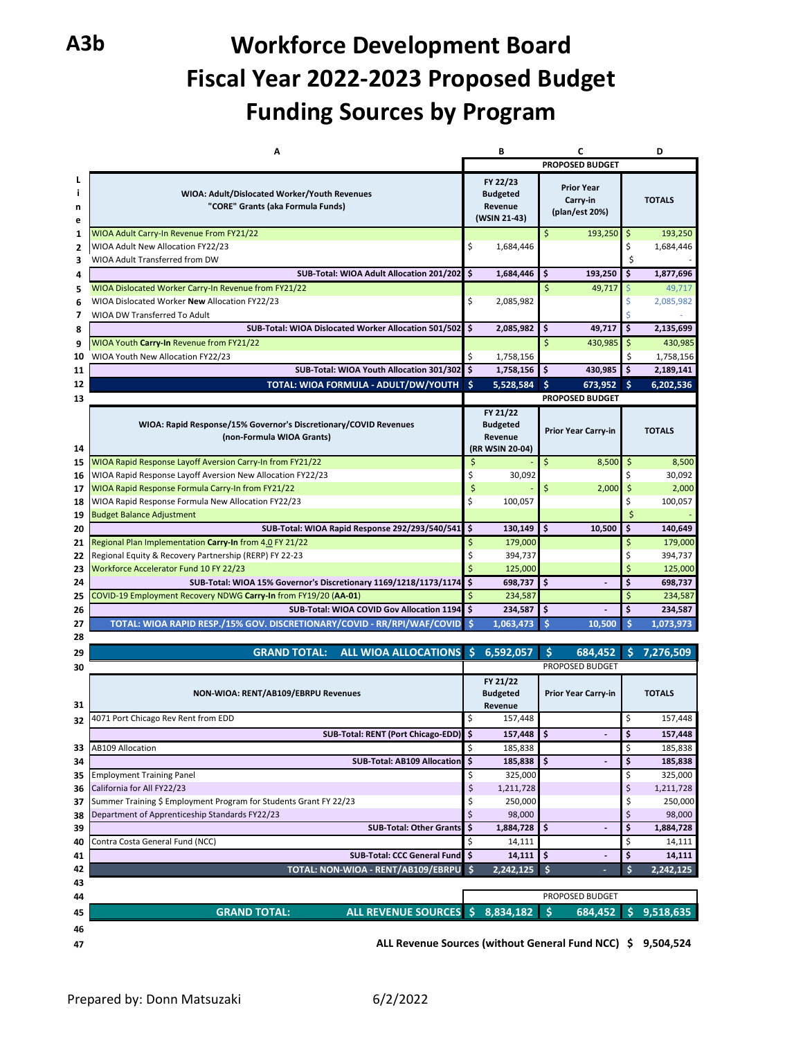A3b

# Workforce Development Board
# Fiscal Year 2022-2023 Proposed Budget
# Funding Sources by Program

| Line | A | B | C | D |
|---|---|---|---|---|
| | | PROPOSED BUDGET | | |
| | WIOA: Adult/Dislocated Worker/Youth Revenues "CORE" Grants (aka Formula Funds) | FY 22/23 Budgeted Revenue (WSIN 21-43) | Prior Year Carry-in (plan/est 20%) | TOTALS |
| 1 | WIOA Adult Carry-In Revenue From FY21/22 | | $ 193,250 | $ 193,250 |
| 2 | WIOA Adult New Allocation FY22/23 | $ 1,684,446 | | $ 1,684,446 |
| 3 | WIOA Adult Transferred from DW | | | $ - |
| 4 | SUB-Total: WIOA Adult Allocation 201/202 | $ 1,684,446 | $ 193,250 | $ 1,877,696 |
| 5 | WIOA Dislocated Worker Carry-In Revenue from FY21/22 | | $ 49,717 | $ 49,717 |
| 6 | WIOA Dislocated Worker **New** Allocation FY22/23 | $ 2,085,982 | | $ 2,085,982 |
| 7 | WIOA DW Transferred To Adult | | | $ - |
| 8 | SUB-Total: WIOA Dislocated Worker Allocation 501/502 | $ 2,085,982 | $ 49,717 | $ 2,135,699 |
| 9 | WIOA Youth **Carry-In** Revenue from FY21/22 | | $ 430,985 | $ 430,985 |
| 10 | WIOA Youth New Allocation FY22/23 | $ 1,758,156 | | $ 1,758,156 |
| 11 | SUB-Total: WIOA Youth Allocation 301/302 | $ 1,758,156 | $ 430,985 | $ 2,189,141 |
| 12 | TOTAL: WIOA FORMULA - ADULT/DW/YOUTH | $ 5,528,584 | $ 673,952 | $ 6,202,536 |
| 13 | | PROPOSED BUDGET | | |
| 14 | WIOA: Rapid Response/15% Governor's Discretionary/COVID Revenues (non-Formula WIOA Grants) | FY 21/22 Budgeted Revenue (RR WSIN 20-04) | Prior Year Carry-in | TOTALS |
| 15 | WIOA Rapid Response Layoff Aversion Carry-In from FY21/22 | $ - | $ 8,500 | $ 8,500 |
| 16 | WIOA Rapid Response Layoff Aversion New Allocation FY22/23 | $ 30,092 | | $ 30,092 |
| 17 | WIOA Rapid Response Formula Carry-In from FY21/22 | $ - | $ 2,000 | $ 2,000 |
| 18 | WIOA Rapid Response Formula New Allocation FY22/23 | $ 100,057 | | $ 100,057 |
| 19 | Budget Balance Adjustment | | | $ - |
| 20 | SUB-Total: WIOA Rapid Response 292/293/540/541 | $ 130,149 | $ 10,500 | $ 140,649 |
| 21 | Regional Plan Implementation **Carry-In** from 4.0 FY 21/22 | $ 179,000 | | $ 179,000 |
| 22 | Regional Equity & Recovery Partnership (RERP) FY 22-23 | $ 394,737 | | $ 394,737 |
| 23 | Workforce Accelerator Fund 10 FY 22/23 | $ 125,000 | | $ 125,000 |
| 24 | SUB-Total: WIOA 15% Governor's Discretionary 1169/1218/1173/1174 | $ 698,737 | $ - | $ 698,737 |
| 25 | COVID-19 Employment Recovery NDWG **Carry-In** from FY19/20 (**AA-01**) | $ 234,587 | | $ 234,587 |
| 26 | SUB-Total: WIOA COVID Gov Allocation 1194 | $ 234,587 | $ - | $ 234,587 |
| 27 | TOTAL: WIOA RAPID RESP./15% GOV. DISCRETIONARY/COVID - RR/RPI/WAF/COVID | $ 1,063,473 | $ 10,500 | $ 1,073,973 |
| 28 | | | | |
| 29 | GRAND TOTAL: ALL WIOA ALLOCATIONS | $ 6,592,057 | $ 684,452 | $ 7,276,509 |
| 30 | | PROPOSED BUDGET | | |
| 31 | NON-WIOA: RENT/AB109/EBRPU Revenues | FY 21/22 Budgeted Revenue | Prior Year Carry-in | TOTALS |
| 32 | 4071 Port Chicago Rev Rent from EDD | $ 157,448 | | $ 157,448 |
| | SUB-Total: RENT (Port Chicago-EDD) | $ 157,448 | $ - | $ 157,448 |
| 33 | AB109 Allocation | $ 185,838 | | $ 185,838 |
| 34 | SUB-Total: AB109 Allocation | $ 185,838 | $ - | $ 185,838 |
| 35 | Employment Training Panel | $ 325,000 | | $ 325,000 |
| 36 | California for All FY22/23 | $ 1,211,728 | | $ 1,211,728 |
| 37 | Summer Training $ Employment Program for Students Grant FY 22/23 | $ 250,000 | | $ 250,000 |
| 38 | Department of Apprenticeship Standards FY22/23 | $ 98,000 | | $ 98,000 |
| 39 | SUB-Total: Other Grants | $ 1,884,728 | $ - | $ 1,884,728 |
| 40 | Contra Costa General Fund (NCC) | $ 14,111 | | $ 14,111 |
| 41 | SUB-Total: CCC General Fund | $ 14,111 | $ - | $ 14,111 |
| 42 | TOTAL: NON-WIOA - RENT/AB109/EBRPU | $ 2,242,125 | $ - | $ 2,242,125 |
| 43 | | | | |
| 44 | | PROPOSED BUDGET | | |
| 45 | GRAND TOTAL: ALL REVENUE SOURCES | $ 8,834,182 | $ 684,452 | $ 9,518,635 |
| 46 | | | | |
| 47 | ALL Revenue Sources (without General Fund NCC) | | | $ 9,504,524 |

Prepared by: Donn Matsuzaki 6/2/2022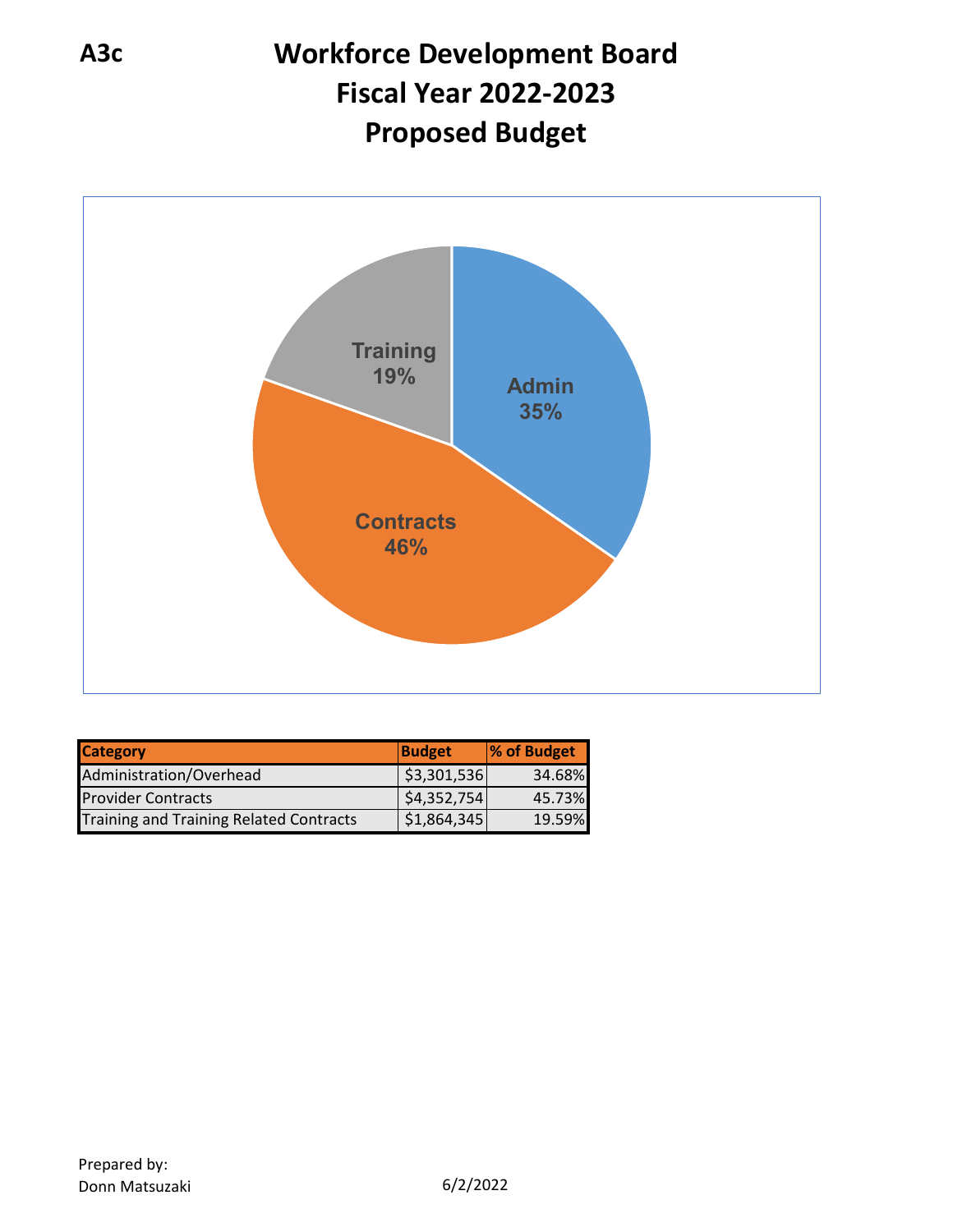A3c

# Workforce Development Board
# Fiscal Year 2022-2023
# Proposed Budget

Training 19%

Admin 35%

Contracts 46%

| Category | Budget | % of Budget |
|---|---|---|
| Administration/Overhead | $3,301,536 | 34.68% |
| Provider Contracts | $4,352,754 | 45.73% |
| Training and Training Related Contracts | $1,864,345 | 19.59% |

Prepared by:
Donn Matsuzaki

6/2/2022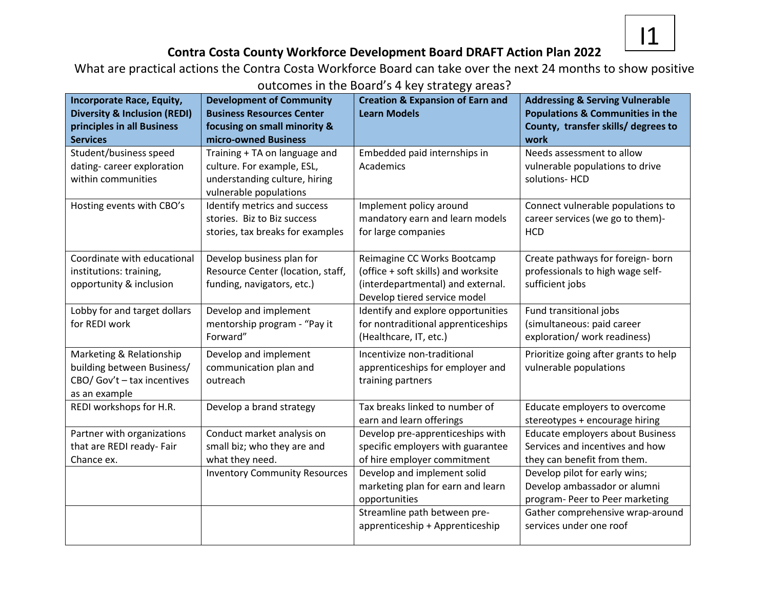I1

# Contra Costa County Workforce Development Board DRAFT Action Plan 2022

What are practical actions the Contra Costa Workforce Board can take over the next 24 months to show positive outcomes in the Board's 4 key strategy areas?

| Incorporate Race, Equity, Diversity & Inclusion (REDI) principles in all Business Services | Development of Community Business Resources Center focusing on small minority & micro-owned Business | Creation & Expansion of Earn and Learn Models | Addressing & Serving Vulnerable Populations & Communities in the County, transfer skills/ degrees to work |
|---|---|---|---|
| Student/business speed dating- career exploration within communities | Training + TA on language and culture. For example, ESL, understanding culture, hiring vulnerable populations | Embedded paid internships in Academics | Needs assessment to allow vulnerable populations to drive solutions- HCD |
| Hosting events with CBO's | Identify metrics and success stories. Biz to Biz success stories, tax breaks for examples | Implement policy around mandatory earn and learn models for large companies | Connect vulnerable populations to career services (we go to them)- HCD |
| Coordinate with educational institutions: training, opportunity & inclusion | Develop business plan for Resource Center (location, staff, funding, navigators, etc.) | Reimagine CC Works Bootcamp (office + soft skills) and worksite (interdepartmental) and external. Develop tiered service model | Create pathways for foreign- born professionals to high wage self-sufficient jobs |
| Lobby for and target dollars for REDI work | Develop and implement mentorship program - "Pay it Forward" | Identify and explore opportunities for nontraditional apprenticeships (Healthcare, IT, etc.) | Fund transitional jobs (simultaneous: paid career exploration/ work readiness) |
| Marketing & Relationship building between Business/ CBO/ Gov't – tax incentives as an example | Develop and implement communication plan and outreach | Incentivize non-traditional apprenticeships for employer and training partners | Prioritize going after grants to help vulnerable populations |
| REDI workshops for H.R. | Develop a brand strategy | Tax breaks linked to number of earn and learn offerings | Educate employers to overcome stereotypes + encourage hiring |
| Partner with organizations that are REDI ready- Fair Chance ex. | Conduct market analysis on small biz; who they are and what they need. | Develop pre-apprenticeships with specific employers with guarantee of hire employer commitment | Educate employers about Business Services and incentives and how they can benefit from them. |
| | Inventory Community Resources | Develop and implement solid marketing plan for earn and learn opportunities | Develop pilot for early wins; Develop ambassador or alumni program- Peer to Peer marketing |
| | | Streamline path between pre-apprenticeship + Apprenticeship | Gather comprehensive wrap-around services under one roof |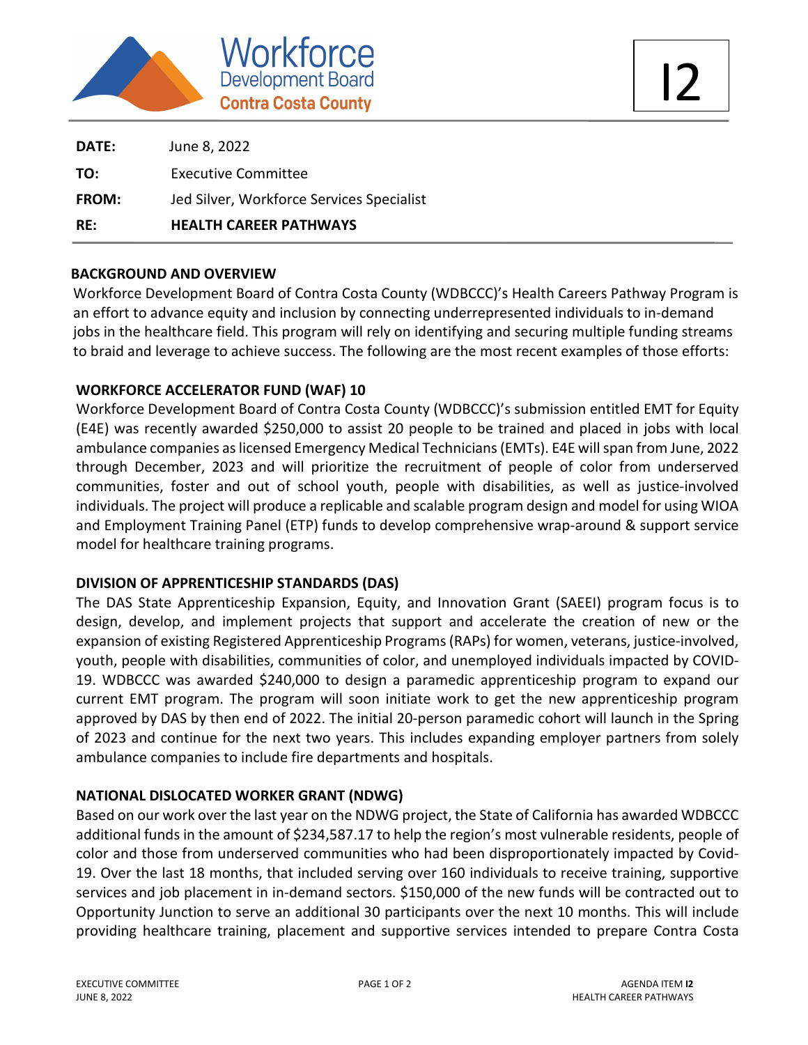Workforce Development Board Contra Costa County

I2

**DATE:** June 8, 2022

**TO:** Executive Committee

**FROM:** Jed Silver, Workforce Services Specialist

**RE:** **HEALTH CAREER PATHWAYS**

## BACKGROUND AND OVERVIEW

Workforce Development Board of Contra Costa County (WDBCCC)'s Health Careers Pathway Program is an effort to advance equity and inclusion by connecting underrepresented individuals to in-demand jobs in the healthcare field. This program will rely on identifying and securing multiple funding streams to braid and leverage to achieve success. The following are the most recent examples of those efforts:

## WORKFORCE ACCELERATOR FUND (WAF) 10

Workforce Development Board of Contra Costa County (WDBCCC)'s submission entitled EMT for Equity (E4E) was recently awarded $250,000 to assist 20 people to be trained and placed in jobs with local ambulance companies as licensed Emergency Medical Technicians (EMTs). E4E will span from June, 2022 through December, 2023 and will prioritize the recruitment of people of color from underserved communities, foster and out of school youth, people with disabilities, as well as justice-involved individuals. The project will produce a replicable and scalable program design and model for using WIOA and Employment Training Panel (ETP) funds to develop comprehensive wrap-around & support service model for healthcare training programs.

## DIVISION OF APPRENTICESHIP STANDARDS (DAS)

The DAS State Apprenticeship Expansion, Equity, and Innovation Grant (SAEEI) program focus is to design, develop, and implement projects that support and accelerate the creation of new or the expansion of existing Registered Apprenticeship Programs (RAPs) for women, veterans, justice-involved, youth, people with disabilities, communities of color, and unemployed individuals impacted by COVID-19. WDBCCC was awarded $240,000 to design a paramedic apprenticeship program to expand our current EMT program. The program will soon initiate work to get the new apprenticeship program approved by DAS by then end of 2022. The initial 20-person paramedic cohort will launch in the Spring of 2023 and continue for the next two years. This includes expanding employer partners from solely ambulance companies to include fire departments and hospitals.

## NATIONAL DISLOCATED WORKER GRANT (NDWG)

Based on our work over the last year on the NDWG project, the State of California has awarded WDBCCC additional funds in the amount of $234,587.17 to help the region's most vulnerable residents, people of color and those from underserved communities who had been disproportionately impacted by Covid-19. Over the last 18 months, that included serving over 160 individuals to receive training, supportive services and job placement in in-demand sectors. $150,000 of the new funds will be contracted out to Opportunity Junction to serve an additional 30 participants over the next 10 months. This will include providing healthcare training, placement and supportive services intended to prepare Contra Costa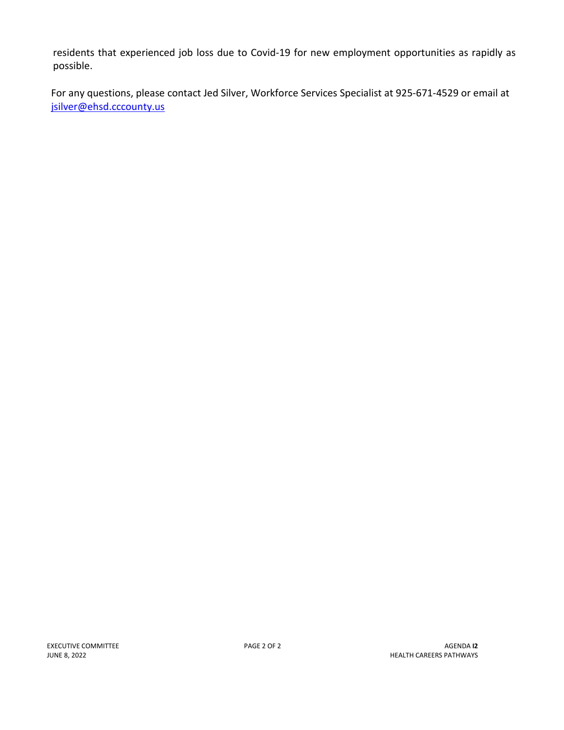residents that experienced job loss due to Covid-19 for new employment opportunities as rapidly as possible.

For any questions, please contact Jed Silver, Workforce Services Specialist at 925-671-4529 or email at [jsilver@ehsd.cccounty.us](mailto:jsilver@ehsd.cccounty.us)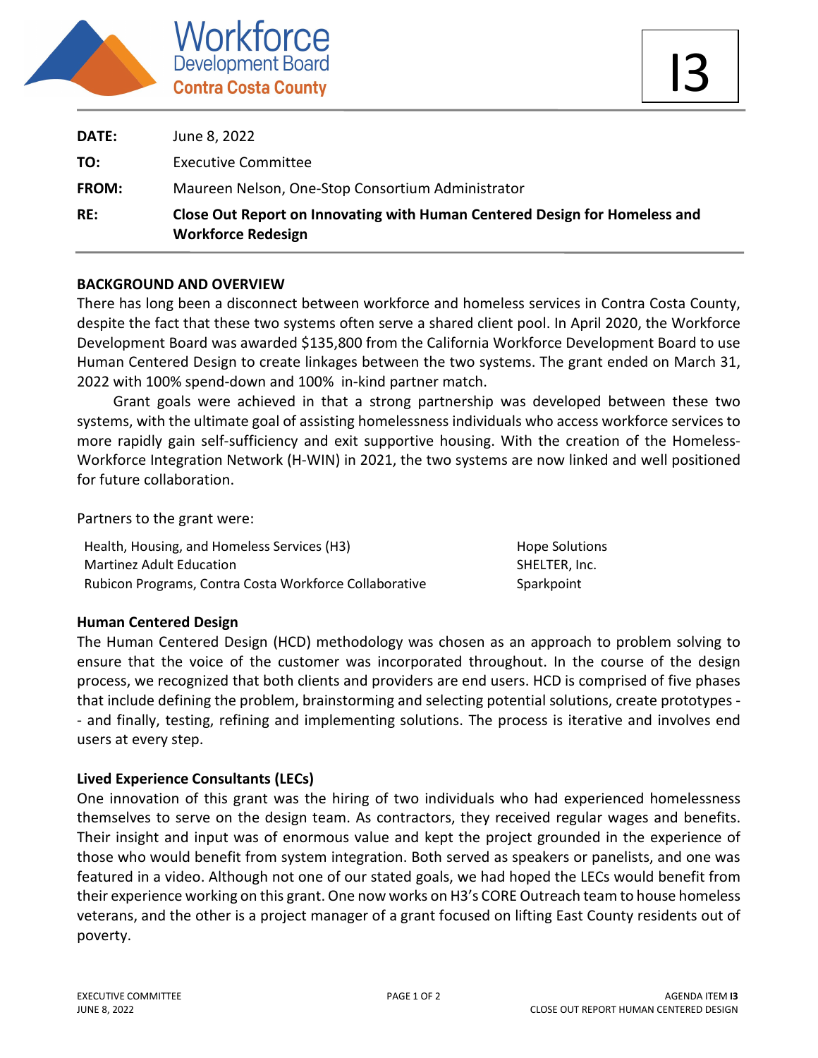Workforce Development Board
Contra Costa County

I3

**DATE:** June 8, 2022

**TO:** Executive Committee

**FROM:** Maureen Nelson, One-Stop Consortium Administrator

**RE:** **Close Out Report on Innovating with Human Centered Design for Homeless and Workforce Redesign**

## BACKGROUND AND OVERVIEW

There has long been a disconnect between workforce and homeless services in Contra Costa County, despite the fact that these two systems often serve a shared client pool. In April 2020, the Workforce Development Board was awarded $135,800 from the California Workforce Development Board to use Human Centered Design to create linkages between the two systems. The grant ended on March 31, 2022 with 100% spend-down and 100% in-kind partner match.

Grant goals were achieved in that a strong partnership was developed between these two systems, with the ultimate goal of assisting homelessness individuals who access workforce services to more rapidly gain self-sufficiency and exit supportive housing. With the creation of the Homeless-Workforce Integration Network (H-WIN) in 2021, the two systems are now linked and well positioned for future collaboration.

Partners to the grant were:

- Health, Housing, and Homeless Services (H3)
- Martinez Adult Education
- Rubicon Programs, Contra Costa Workforce Collaborative
- Hope Solutions
- SHELTER, Inc.
- Sparkpoint

### Human Centered Design

The Human Centered Design (HCD) methodology was chosen as an approach to problem solving to ensure that the voice of the customer was incorporated throughout. In the course of the design process, we recognized that both clients and providers are end users. HCD is comprised of five phases that include defining the problem, brainstorming and selecting potential solutions, create prototypes -- and finally, testing, refining and implementing solutions. The process is iterative and involves end users at every step.

### Lived Experience Consultants (LECs)

One innovation of this grant was the hiring of two individuals who had experienced homelessness themselves to serve on the design team. As contractors, they received regular wages and benefits. Their insight and input was of enormous value and kept the project grounded in the experience of those who would benefit from system integration. Both served as speakers or panelists, and one was featured in a video. Although not one of our stated goals, we had hoped the LECs would benefit from their experience working on this grant. One now works on H3's CORE Outreach team to house homeless veterans, and the other is a project manager of a grant focused on lifting East County residents out of poverty.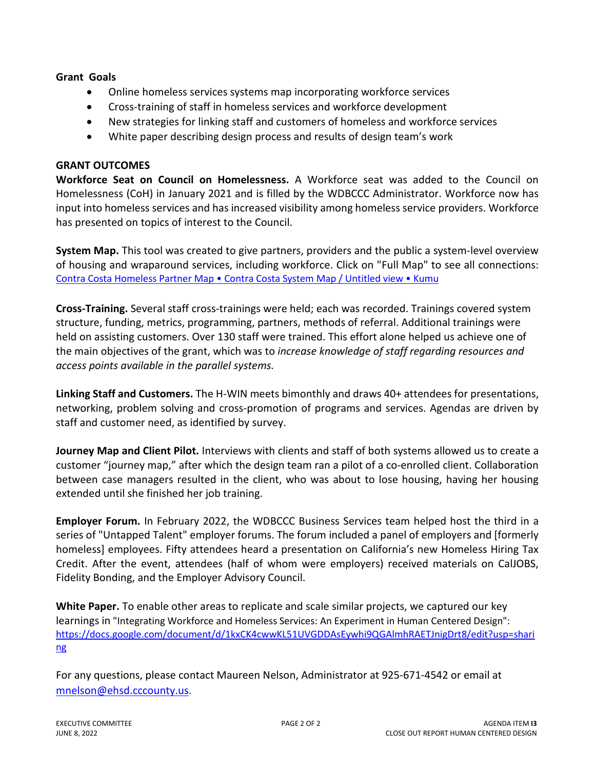**Grant Goals**

- Online homeless services systems map incorporating workforce services
- Cross-training of staff in homeless services and workforce development
- New strategies for linking staff and customers of homeless and workforce services
- White paper describing design process and results of design team's work

**GRANT OUTCOMES**

**Workforce Seat on Council on Homelessness.** A Workforce seat was added to the Council on Homelessness (CoH) in January 2021 and is filled by the WDBCCC Administrator. Workforce now has input into homeless services and has increased visibility among homeless service providers. Workforce has presented on topics of interest to the Council.

**System Map.** This tool was created to give partners, providers and the public a system-level overview of housing and wraparound services, including workforce. Click on "Full Map" to see all connections: [Contra Costa Homeless Partner Map • Contra Costa System Map / Untitled view • Kumu]()

**Cross-Training.** Several staff cross-trainings were held; each was recorded. Trainings covered system structure, funding, metrics, programming, partners, methods of referral. Additional trainings were held on assisting customers. Over 130 staff were trained. This effort alone helped us achieve one of the main objectives of the grant, which was to *increase knowledge of staff regarding resources and access points available in the parallel systems.*

**Linking Staff and Customers.** The H-WIN meets bimonthly and draws 40+ attendees for presentations, networking, problem solving and cross-promotion of programs and services. Agendas are driven by staff and customer need, as identified by survey.

**Journey Map and Client Pilot.** Interviews with clients and staff of both systems allowed us to create a customer "journey map," after which the design team ran a pilot of a co-enrolled client. Collaboration between case managers resulted in the client, who was about to lose housing, having her housing extended until she finished her job training.

**Employer Forum.** In February 2022, the WDBCCC Business Services team helped host the third in a series of "Untapped Talent" employer forums. The forum included a panel of employers and [formerly homeless] employees. Fifty attendees heard a presentation on California's new Homeless Hiring Tax Credit. After the event, attendees (half of whom were employers) received materials on CalJOBS, Fidelity Bonding, and the Employer Advisory Council.

**White Paper.** To enable other areas to replicate and scale similar projects, we captured our key learnings in "Integrating Workforce and Homeless Services: An Experiment in Human Centered Design": https://docs.google.com/document/d/1kxCK4cwwKL51UVGDDAsEywhi9QGAlmhRAETJnigDrt8/edit?usp=sharing

For any questions, please contact Maureen Nelson, Administrator at 925-671-4542 or email at mnelson@ehsd.cccounty.us.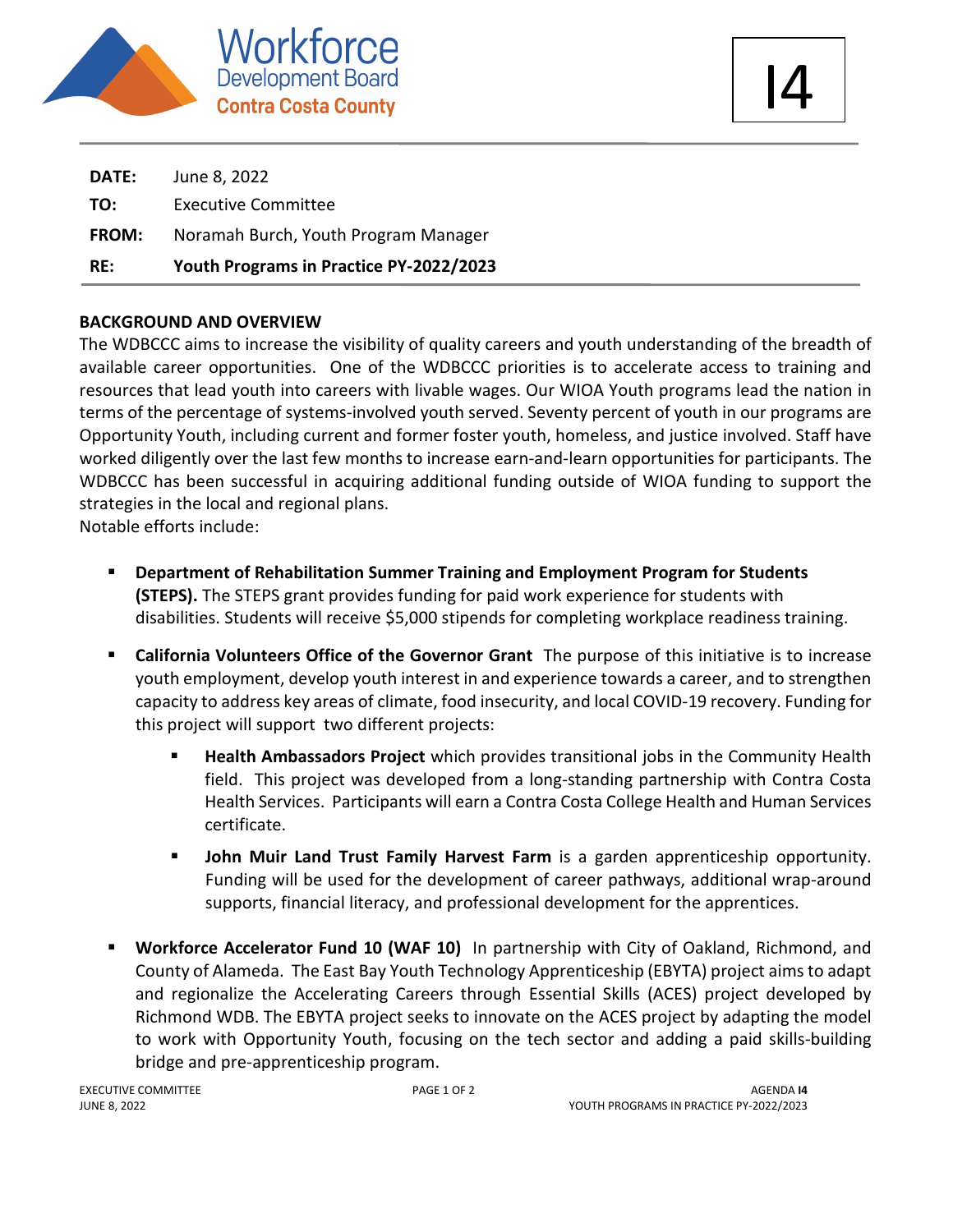Workforce Development Board
Contra Costa County

I4

**DATE:** June 8, 2022

**TO:** Executive Committee

**FROM:** Noramah Burch, Youth Program Manager

**RE:** **Youth Programs in Practice PY-2022/2023**

**BACKGROUND AND OVERVIEW**

The WDBCCC aims to increase the visibility of quality careers and youth understanding of the breadth of available career opportunities. One of the WDBCCC priorities is to accelerate access to training and resources that lead youth into careers with livable wages. Our WIOA Youth programs lead the nation in terms of the percentage of systems-involved youth served. Seventy percent of youth in our programs are Opportunity Youth, including current and former foster youth, homeless, and justice involved. Staff have worked diligently over the last few months to increase earn-and-learn opportunities for participants. The WDBCCC has been successful in acquiring additional funding outside of WIOA funding to support the strategies in the local and regional plans.

Notable efforts include:

- **Department of Rehabilitation Summer Training and Employment Program for Students (STEPS).** The STEPS grant provides funding for paid work experience for students with disabilities. Students will receive $5,000 stipends for completing workplace readiness training.

- **California Volunteers Office of the Governor Grant** The purpose of this initiative is to increase youth employment, develop youth interest in and experience towards a career, and to strengthen capacity to address key areas of climate, food insecurity, and local COVID-19 recovery. Funding for this project will support two different projects:

  - **Health Ambassadors Project** which provides transitional jobs in the Community Health field. This project was developed from a long-standing partnership with Contra Costa Health Services. Participants will earn a Contra Costa College Health and Human Services certificate.

  - **John Muir Land Trust Family Harvest Farm** is a garden apprenticeship opportunity. Funding will be used for the development of career pathways, additional wrap-around supports, financial literacy, and professional development for the apprentices.

- **Workforce Accelerator Fund 10 (WAF 10)** In partnership with City of Oakland, Richmond, and County of Alameda. The East Bay Youth Technology Apprenticeship (EBYTA) project aims to adapt and regionalize the Accelerating Careers through Essential Skills (ACES) project developed by Richmond WDB. The EBYTA project seeks to innovate on the ACES project by adapting the model to work with Opportunity Youth, focusing on the tech sector and adding a paid skills-building bridge and pre-apprenticeship program.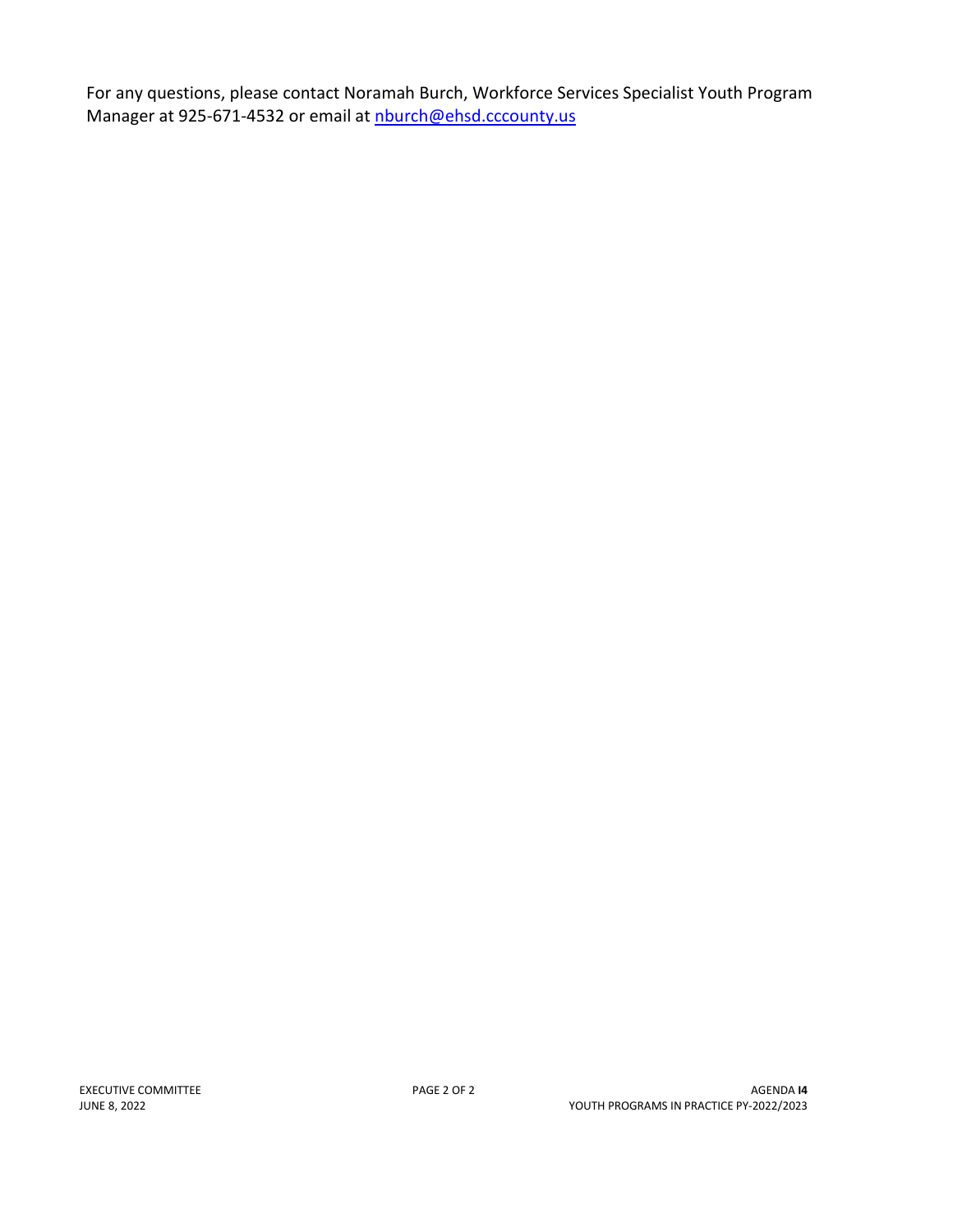For any questions, please contact Noramah Burch, Workforce Services Specialist Youth Program Manager at 925-671-4532 or email at nburch@ehsd.cccounty.us